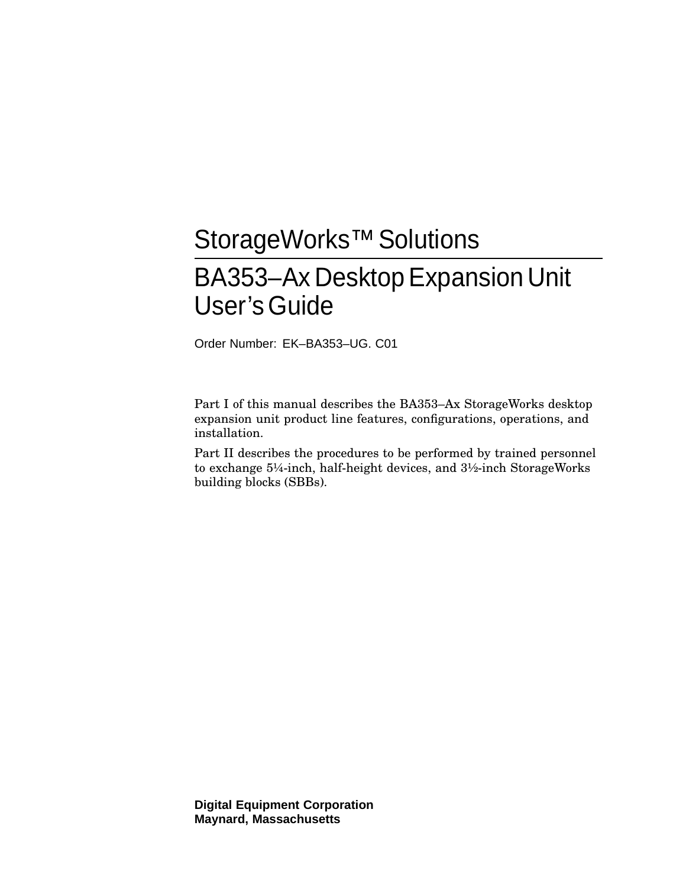# StorageWorks™ Solutions

# BA353–Ax Desktop Expansion Unit User's Guide

Order Number: EK–BA353–UG. C01

Part I of this manual describes the BA353–Ax StorageWorks desktop expansion unit product line features, configurations, operations, and installation.

Part II describes the procedures to be performed by trained personnel to exchange 5¼-inch, half-height devices, and 3½-inch StorageWorks building blocks (SBBs).

**Digital Equipment Corporation**
**Maynard, Massachusetts**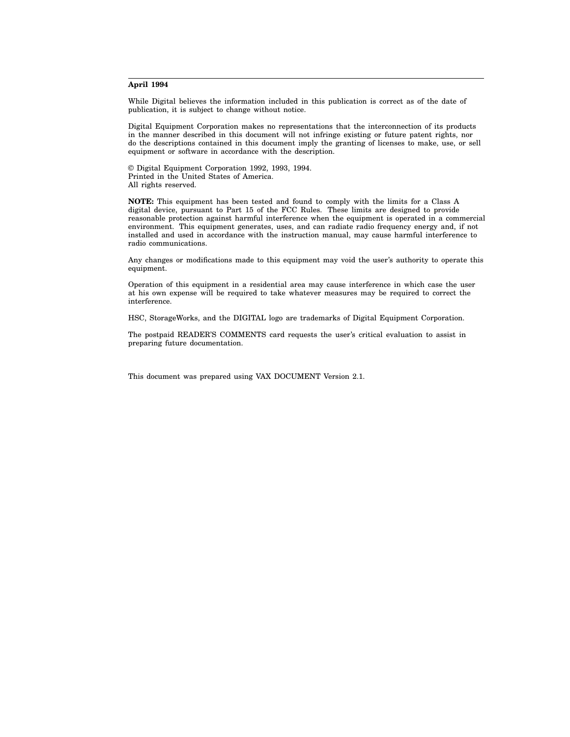**April 1994**

While Digital believes the information included in this publication is correct as of the date of publication, it is subject to change without notice.

Digital Equipment Corporation makes no representations that the interconnection of its products in the manner described in this document will not infringe existing or future patent rights, nor do the descriptions contained in this document imply the granting of licenses to make, use, or sell equipment or software in accordance with the description.

© Digital Equipment Corporation 1992, 1993, 1994.
Printed in the United States of America.
All rights reserved.

**NOTE:** This equipment has been tested and found to comply with the limits for a Class A digital device, pursuant to Part 15 of the FCC Rules. These limits are designed to provide reasonable protection against harmful interference when the equipment is operated in a commercial environment. This equipment generates, uses, and can radiate radio frequency energy and, if not installed and used in accordance with the instruction manual, may cause harmful interference to radio communications.

Any changes or modifications made to this equipment may void the user's authority to operate this equipment.

Operation of this equipment in a residential area may cause interference in which case the user at his own expense will be required to take whatever measures may be required to correct the interference.

HSC, StorageWorks, and the DIGITAL logo are trademarks of Digital Equipment Corporation.

The postpaid READER'S COMMENTS card requests the user's critical evaluation to assist in preparing future documentation.

This document was prepared using VAX DOCUMENT Version 2.1.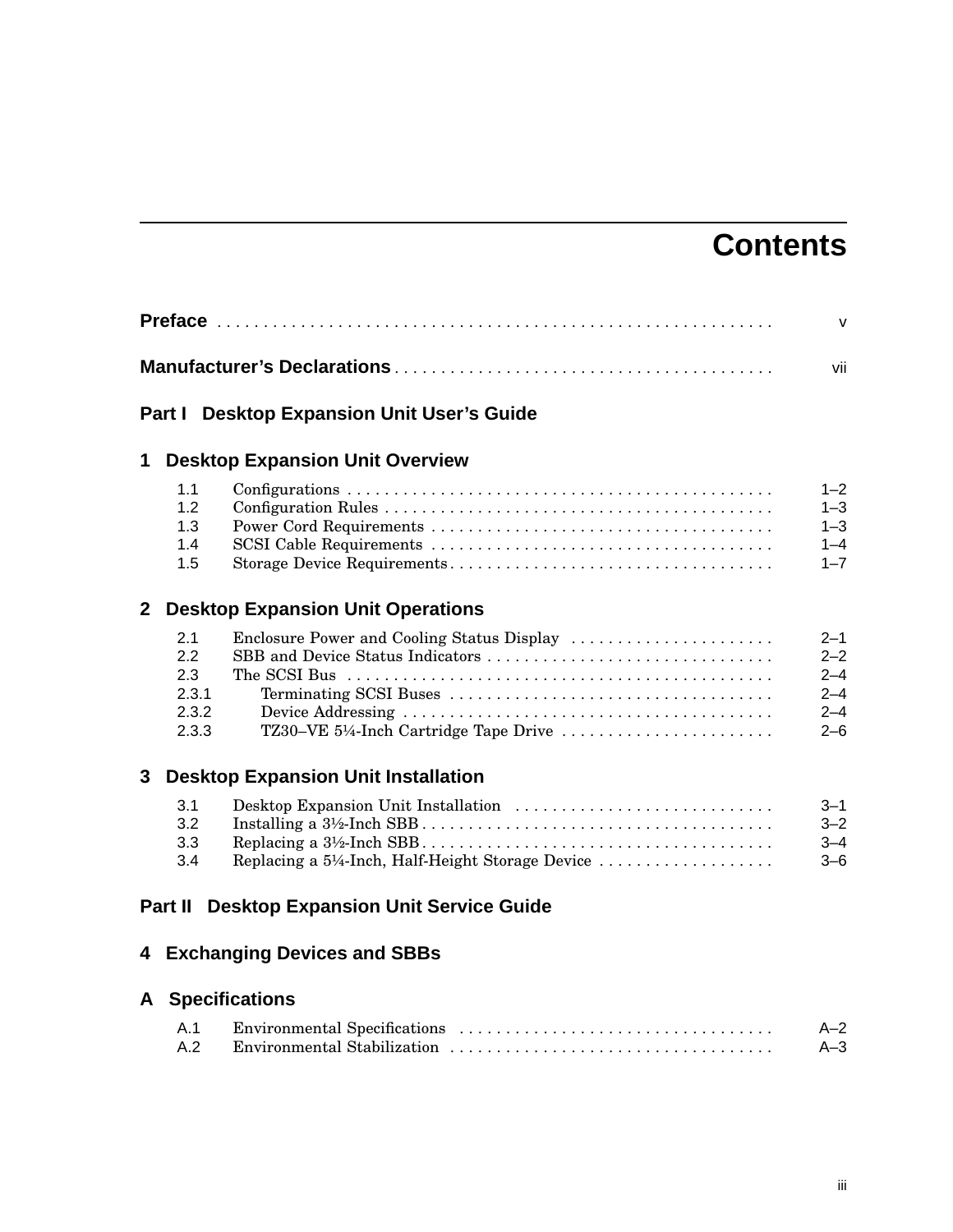# Contents

**Preface** . . . . . . . . . . . . . . . . . . . . . . . . . . . . . . . . . . . . . . . . . . . . . . . . . . . . . . . . . . . v

**Manufacturer's Declarations** . . . . . . . . . . . . . . . . . . . . . . . . . . . . . . . . . . . . . . . . vii

## Part I Desktop Expansion Unit User's Guide

### 1 Desktop Expansion Unit Overview

| | | |
|---|---|---|
| 1.1 | Configurations | 1–2 |
| 1.2 | Configuration Rules | 1–3 |
| 1.3 | Power Cord Requirements | 1–3 |
| 1.4 | SCSI Cable Requirements | 1–4 |
| 1.5 | Storage Device Requirements | 1–7 |

### 2 Desktop Expansion Unit Operations

| | | |
|---|---|---|
| 2.1 | Enclosure Power and Cooling Status Display | 2–1 |
| 2.2 | SBB and Device Status Indicators | 2–2 |
| 2.3 | The SCSI Bus | 2–4 |
| 2.3.1 | Terminating SCSI Buses | 2–4 |
| 2.3.2 | Device Addressing | 2–4 |
| 2.3.3 | TZ30–VE 5¼-Inch Cartridge Tape Drive | 2–6 |

### 3 Desktop Expansion Unit Installation

| | | |
|---|---|---|
| 3.1 | Desktop Expansion Unit Installation | 3–1 |
| 3.2 | Installing a 3½-Inch SBB | 3–2 |
| 3.3 | Replacing a 3½-Inch SBB | 3–4 |
| 3.4 | Replacing a 5¼-Inch, Half-Height Storage Device | 3–6 |

## Part II Desktop Expansion Unit Service Guide

### 4 Exchanging Devices and SBBs

### A Specifications

| | | |
|---|---|---|
| A.1 | Environmental Specifications | A–2 |
| A.2 | Environmental Stabilization | A–3 |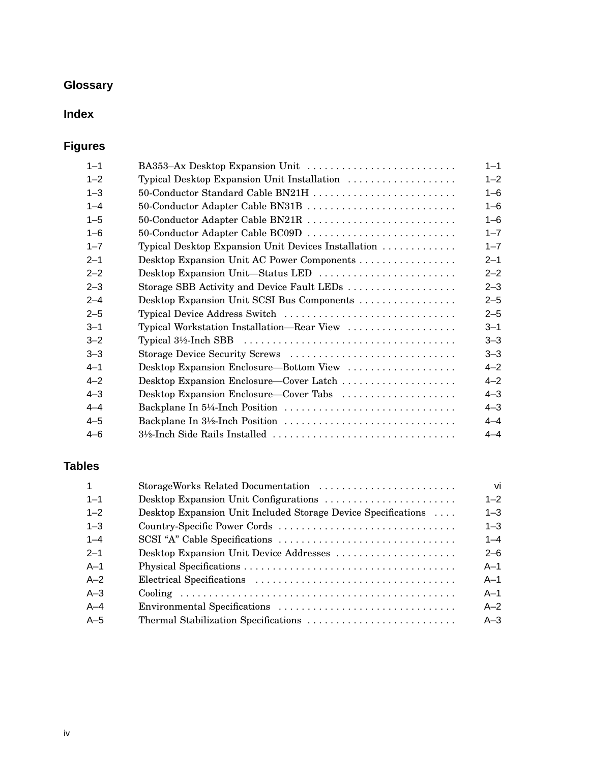## Glossary

## Index

## Figures

| | | |
|---|---|---|
| 1–1 | BA353–Ax Desktop Expansion Unit | 1–1 |
| 1–2 | Typical Desktop Expansion Unit Installation | 1–2 |
| 1–3 | 50-Conductor Standard Cable BN21H | 1–6 |
| 1–4 | 50-Conductor Adapter Cable BN31B | 1–6 |
| 1–5 | 50-Conductor Adapter Cable BN21R | 1–6 |
| 1–6 | 50-Conductor Adapter Cable BC09D | 1–7 |
| 1–7 | Typical Desktop Expansion Unit Devices Installation | 1–7 |
| 2–1 | Desktop Expansion Unit AC Power Components | 2–1 |
| 2–2 | Desktop Expansion Unit—Status LED | 2–2 |
| 2–3 | Storage SBB Activity and Device Fault LEDs | 2–3 |
| 2–4 | Desktop Expansion Unit SCSI Bus Components | 2–5 |
| 2–5 | Typical Device Address Switch | 2–5 |
| 3–1 | Typical Workstation Installation—Rear View | 3–1 |
| 3–2 | Typical 3½-Inch SBB | 3–3 |
| 3–3 | Storage Device Security Screws | 3–3 |
| 4–1 | Desktop Expansion Enclosure—Bottom View | 4–2 |
| 4–2 | Desktop Expansion Enclosure—Cover Latch | 4–2 |
| 4–3 | Desktop Expansion Enclosure—Cover Tabs | 4–3 |
| 4–4 | Backplane In 5¼-Inch Position | 4–3 |
| 4–5 | Backplane In 3½-Inch Position | 4–4 |
| 4–6 | 3½-Inch Side Rails Installed | 4–4 |

## Tables

| | | |
|---|---|---|
| 1 | StorageWorks Related Documentation | vi |
| 1–1 | Desktop Expansion Unit Configurations | 1–2 |
| 1–2 | Desktop Expansion Unit Included Storage Device Specifications | 1–3 |
| 1–3 | Country-Specific Power Cords | 1–3 |
| 1–4 | SCSI “A” Cable Specifications | 1–4 |
| 2–1 | Desktop Expansion Unit Device Addresses | 2–6 |
| A–1 | Physical Specifications | A–1 |
| A–2 | Electrical Specifications | A–1 |
| A–3 | Cooling | A–1 |
| A–4 | Environmental Specifications | A–2 |
| A–5 | Thermal Stabilization Specifications | A–3 |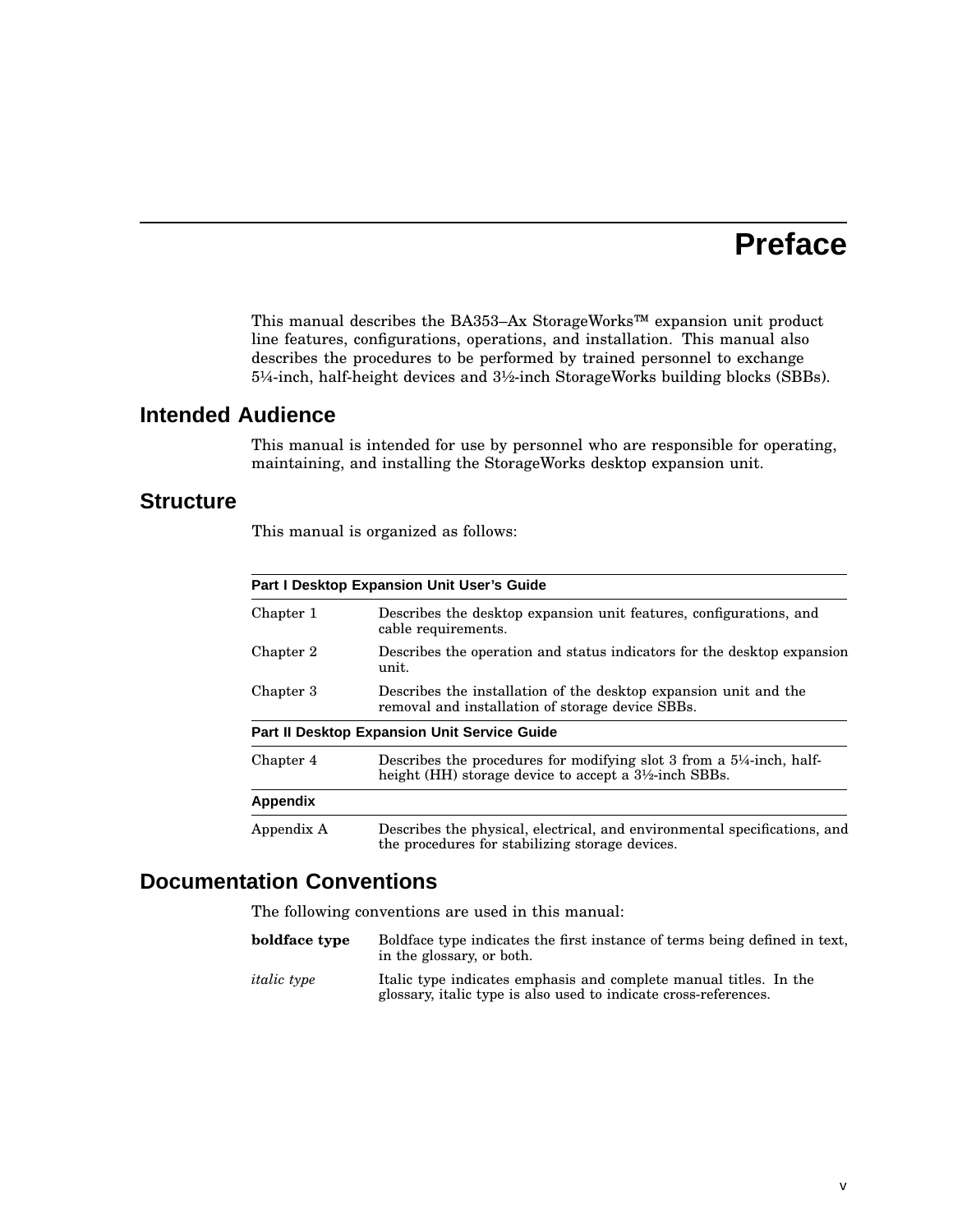# Preface

This manual describes the BA353–Ax StorageWorks™ expansion unit product line features, configurations, operations, and installation. This manual also describes the procedures to be performed by trained personnel to exchange 5¼-inch, half-height devices and 3½-inch StorageWorks building blocks (SBBs).

## Intended Audience

This manual is intended for use by personnel who are responsible for operating, maintaining, and installing the StorageWorks desktop expansion unit.

## Structure

This manual is organized as follows:

| **Part I Desktop Expansion Unit User's Guide** | |
|---|---|
| Chapter 1 | Describes the desktop expansion unit features, configurations, and cable requirements. |
| Chapter 2 | Describes the operation and status indicators for the desktop expansion unit. |
| Chapter 3 | Describes the installation of the desktop expansion unit and the removal and installation of storage device SBBs. |
| **Part II Desktop Expansion Unit Service Guide** | |
| Chapter 4 | Describes the procedures for modifying slot 3 from a 5¼-inch, half-height (HH) storage device to accept a 3½-inch SBBs. |
| **Appendix** | |
| Appendix A | Describes the physical, electrical, and environmental specifications, and the procedures for stabilizing storage devices. |

## Documentation Conventions

The following conventions are used in this manual:

| | |
|---|---|
| **boldface type** | Boldface type indicates the first instance of terms being defined in text, in the glossary, or both. |
| *italic type* | Italic type indicates emphasis and complete manual titles. In the glossary, italic type is also used to indicate cross-references. |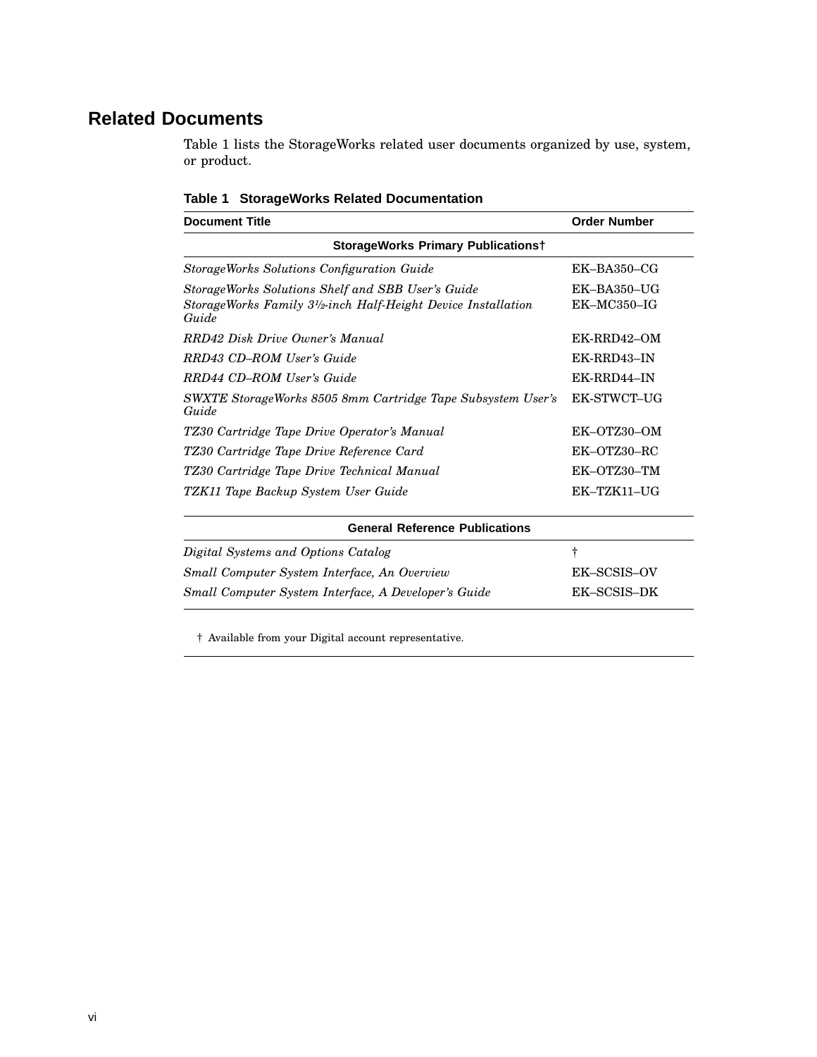## Related Documents

Table 1 lists the StorageWorks related user documents organized by use, system, or product.

**Table 1 StorageWorks Related Documentation**

| Document Title | Order Number |
|---|---|
| **StorageWorks Primary Publications†** | |
| *StorageWorks Solutions Configuration Guide* | EK–BA350–CG |
| *StorageWorks Solutions Shelf and SBB User's Guide* | EK–BA350–UG |
| *StorageWorks Family 3½-inch Half-Height Device Installation Guide* | EK–MC350–IG |
| *RRD42 Disk Drive Owner's Manual* | EK-RRD42–OM |
| *RRD43 CD–ROM User's Guide* | EK-RRD43–IN |
| *RRD44 CD–ROM User's Guide* | EK-RRD44–IN |
| *SWXTE StorageWorks 8505 8mm Cartridge Tape Subsystem User's Guide* | EK-STWCT–UG |
| *TZ30 Cartridge Tape Drive Operator's Manual* | EK–OTZ30–OM |
| *TZ30 Cartridge Tape Drive Reference Card* | EK–OTZ30–RC |
| *TZ30 Cartridge Tape Drive Technical Manual* | EK–OTZ30–TM |
| *TZK11 Tape Backup System User Guide* | EK–TZK11–UG |
| **General Reference Publications** | |
| *Digital Systems and Options Catalog* | † |
| *Small Computer System Interface, An Overview* | EK–SCSIS–OV |
| *Small Computer System Interface, A Developer's Guide* | EK–SCSIS–DK |

† Available from your Digital account representative.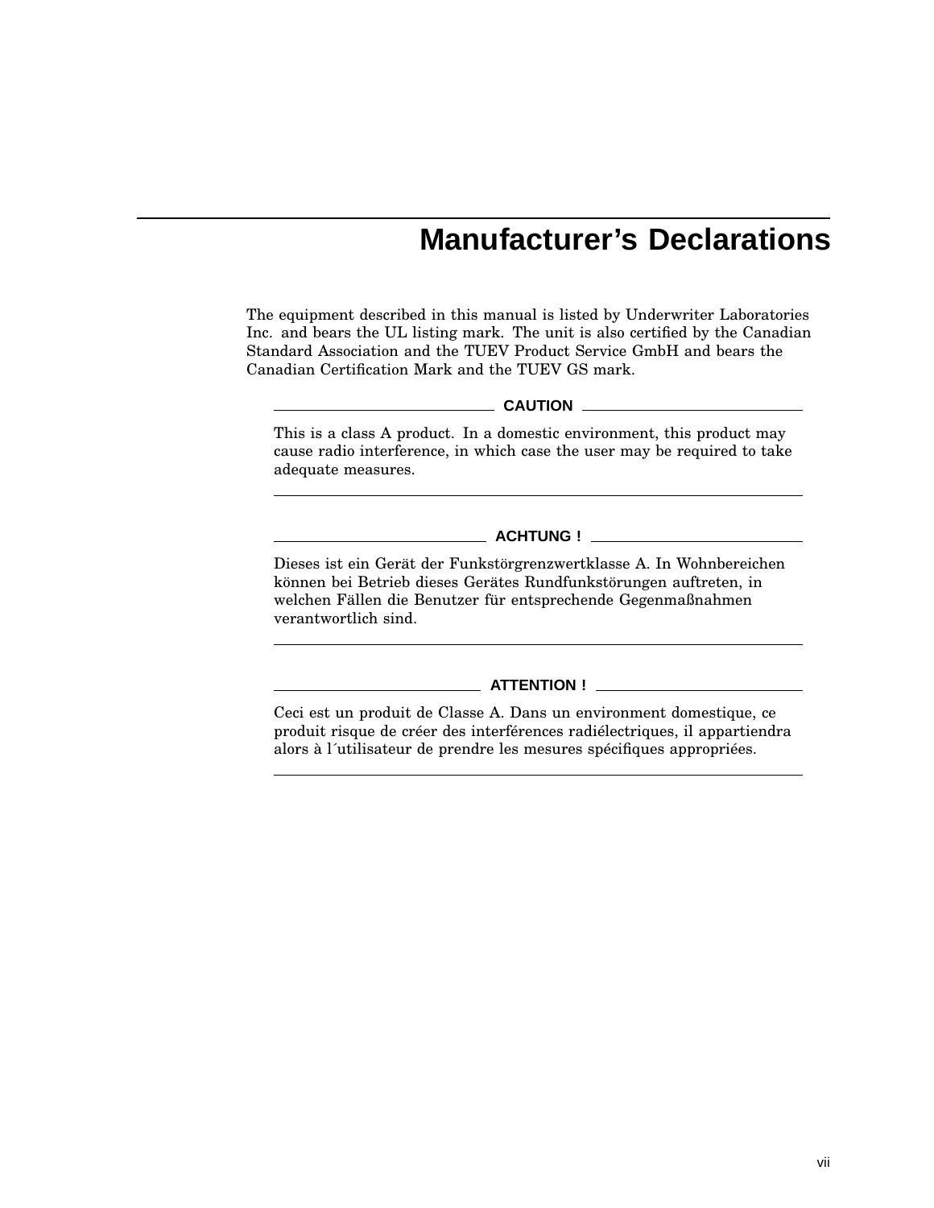# Manufacturer's Declarations

The equipment described in this manual is listed by Underwriter Laboratories Inc. and bears the UL listing mark. The unit is also certified by the Canadian Standard Association and the TUEV Product Service GmbH and bears the Canadian Certification Mark and the TUEV GS mark.

---

**CAUTION**

This is a class A product. In a domestic environment, this product may cause radio interference, in which case the user may be required to take adequate measures.

---

**ACHTUNG !**

Dieses ist ein Gerät der Funkstörgrenzwertklasse A. In Wohnbereichen können bei Betrieb dieses Gerätes Rundfunkstörungen auftreten, in welchen Fällen die Benutzer für entsprechende Gegenmaßnahmen verantwortlich sind.

---

**ATTENTION !**

Ceci est un produit de Classe A. Dans un environment domestique, ce produit risque de créer des interférences radiélectriques, il appartiendra alors à l´utilisateur de prendre les mesures spécifiques appropriées.

---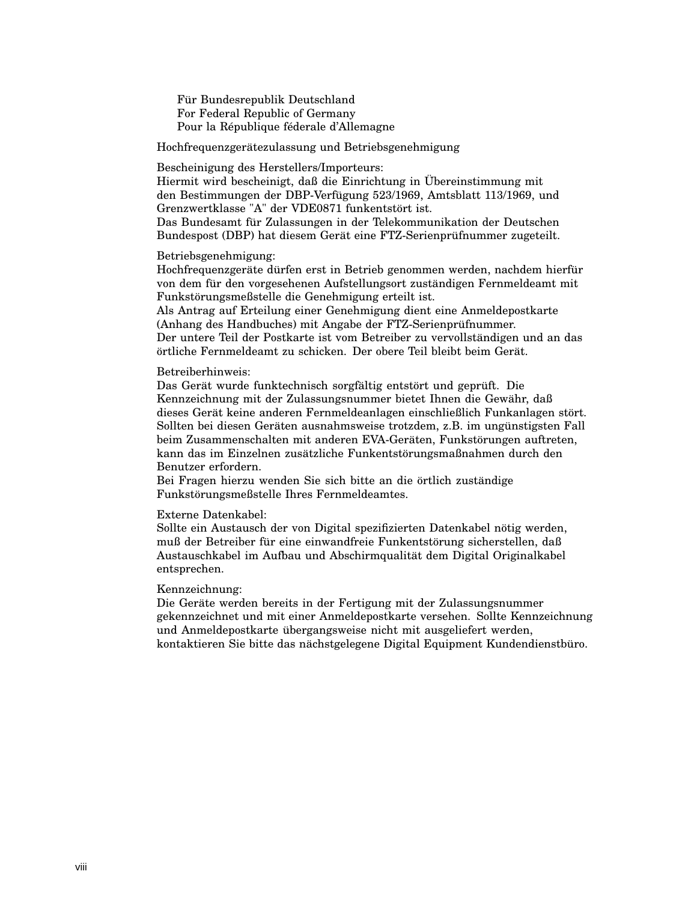Für Bundesrepublik Deutschland
For Federal Republic of Germany
Pour la République féderale d'Allemagne

Hochfrequenzgerätezulassung und Betriebsgenehmigung

Bescheinigung des Herstellers/Importeurs:
Hiermit wird bescheinigt, daß die Einrichtung in Übereinstimmung mit den Bestimmungen der DBP-Verfügung 523/1969, Amtsblatt 113/1969, und Grenzwertklasse "A" der VDE0871 funkentstört ist.
Das Bundesamt für Zulassungen in der Telekommunikation der Deutschen Bundespost (DBP) hat diesem Gerät eine FTZ-Serienprüfnummer zugeteilt.

Betriebsgenehmigung:
Hochfrequenzgeräte dürfen erst in Betrieb genommen werden, nachdem hierfür von dem für den vorgesehenen Aufstellungsort zuständigen Fernmeldeamt mit Funkstörungsmeßstelle die Genehmigung erteilt ist.
Als Antrag auf Erteilung einer Genehmigung dient eine Anmeldepostkarte (Anhang des Handbuches) mit Angabe der FTZ-Serienprüfnummer.
Der untere Teil der Postkarte ist vom Betreiber zu vervollständigen und an das örtliche Fernmeldeamt zu schicken. Der obere Teil bleibt beim Gerät.

Betreiberhinweis:
Das Gerät wurde funktechnisch sorgfältig entstört und geprüft. Die Kennzeichnung mit der Zulassungsnummer bietet Ihnen die Gewähr, daß dieses Gerät keine anderen Fernmeldeanlagen einschließlich Funkanlagen stört.
Sollten bei diesen Geräten ausnahmsweise trotzdem, z.B. im ungünstigsten Fall beim Zusammenschalten mit anderen EVA-Geräten, Funkstörungen auftreten, kann das im Einzelnen zusätzliche Funkentstörungsmaßnahmen durch den Benutzer erfordern.
Bei Fragen hierzu wenden Sie sich bitte an die örtlich zuständige Funkstörungsmeßstelle Ihres Fernmeldeamtes.

Externe Datenkabel:
Sollte ein Austausch der von Digital spezifizierten Datenkabel nötig werden, muß der Betreiber für eine einwandfreie Funkentstörung sicherstellen, daß Austauschkabel im Aufbau und Abschirmqualität dem Digital Originalkabel entsprechen.

Kennzeichnung:
Die Geräte werden bereits in der Fertigung mit der Zulassungsnummer gekennzeichnet und mit einer Anmeldepostkarte versehen. Sollte Kennzeichnung und Anmeldepostkarte übergangsweise nicht mit ausgeliefert werden, kontaktieren Sie bitte das nächstgelegene Digital Equipment Kundendienstbüro.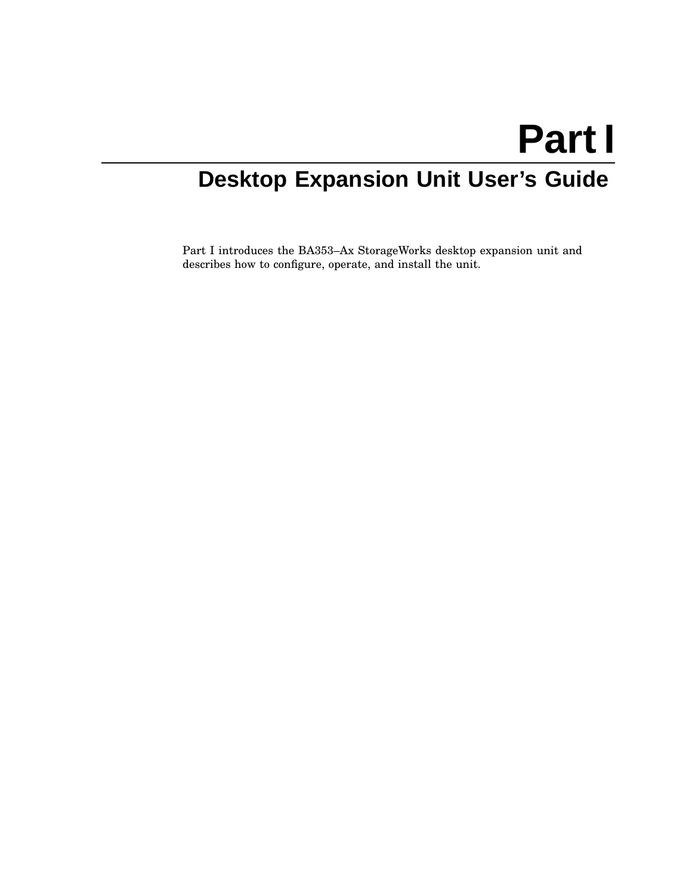# Part I

## Desktop Expansion Unit User's Guide

Part I introduces the BA353–Ax StorageWorks desktop expansion unit and describes how to configure, operate, and install the unit.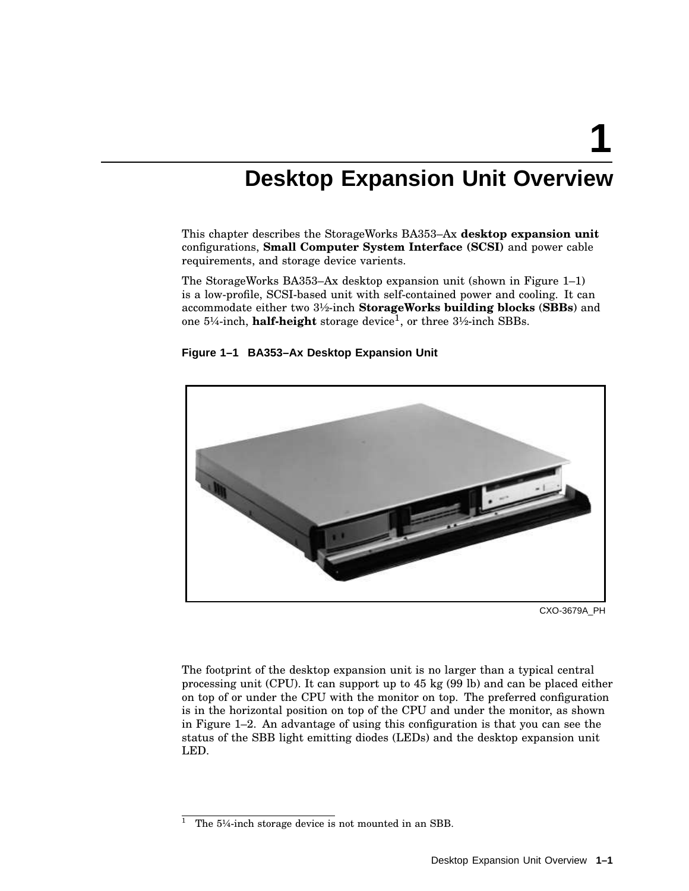# 1

# Desktop Expansion Unit Overview

This chapter describes the StorageWorks BA353–Ax **desktop expansion unit** configurations, **Small Computer System Interface (SCSI)** and power cable requirements, and storage device varients.

The StorageWorks BA353–Ax desktop expansion unit (shown in Figure 1–1) is a low-profile, SCSI-based unit with self-contained power and cooling. It can accommodate either two 3½-inch **StorageWorks building blocks** (**SBBs**) and one 5¼-inch, **half-height** storage device[1], or three 3½-inch SBBs.

**Figure 1–1 BA353–Ax Desktop Expansion Unit**

CXO-3679A_PH

The footprint of the desktop expansion unit is no larger than a typical central processing unit (CPU). It can support up to 45 kg (99 lb) and can be placed either on top of or under the CPU with the monitor on top. The preferred configuration is in the horizontal position on top of the CPU and under the monitor, as shown in Figure 1–2. An advantage of using this configuration is that you can see the status of the SBB light emitting diodes (LEDs) and the desktop expansion unit LED.

---

[1] The 5¼-inch storage device is not mounted in an SBB.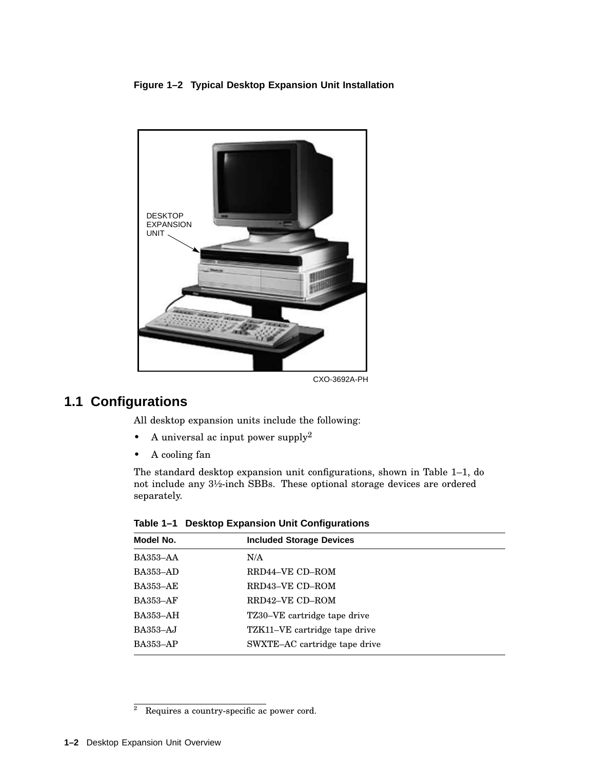**Figure 1–2 Typical Desktop Expansion Unit Installation**

DESKTOP EXPANSION UNIT

CXO-3692A-PH

## 1.1 Configurations

All desktop expansion units include the following:

- A universal ac input power supply[2]
- A cooling fan

The standard desktop expansion unit configurations, shown in Table 1–1, do not include any 3½-inch SBBs. These optional storage devices are ordered separately.

**Table 1–1 Desktop Expansion Unit Configurations**

| Model No. | Included Storage Devices |
|---|---|
| BA353–AA | N/A |
| BA353–AD | RRD44–VE CD–ROM |
| BA353–AE | RRD43–VE CD–ROM |
| BA353–AF | RRD42–VE CD–ROM |
| BA353–AH | TZ30–VE cartridge tape drive |
| BA353–AJ | TZK11–VE cartridge tape drive |
| BA353–AP | SWXTE–AC cartridge tape drive |

[2] Requires a country-specific ac power cord.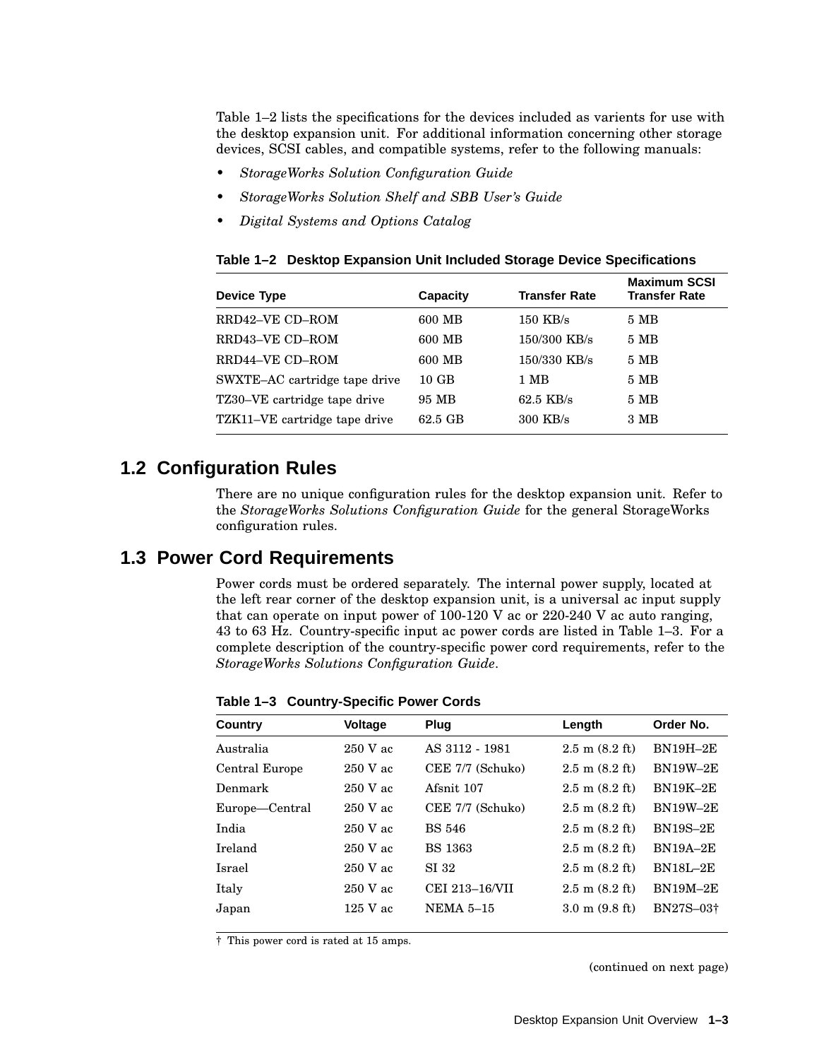Table 1–2 lists the specifications for the devices included as varients for use with the desktop expansion unit. For additional information concerning other storage devices, SCSI cables, and compatible systems, refer to the following manuals:

- *StorageWorks Solution Configuration Guide*
- *StorageWorks Solution Shelf and SBB User's Guide*
- *Digital Systems and Options Catalog*

**Table 1–2 Desktop Expansion Unit Included Storage Device Specifications**

| Device Type | Capacity | Transfer Rate | Maximum SCSI Transfer Rate |
|---|---|---|---|
| RRD42–VE CD–ROM | 600 MB | 150 KB/s | 5 MB |
| RRD43–VE CD–ROM | 600 MB | 150/300 KB/s | 5 MB |
| RRD44–VE CD–ROM | 600 MB | 150/330 KB/s | 5 MB |
| SWXTE–AC cartridge tape drive | 10 GB | 1 MB | 5 MB |
| TZ30–VE cartridge tape drive | 95 MB | 62.5 KB/s | 5 MB |
| TZK11–VE cartridge tape drive | 62.5 GB | 300 KB/s | 3 MB |

## 1.2 Configuration Rules

There are no unique configuration rules for the desktop expansion unit. Refer to the *StorageWorks Solutions Configuration Guide* for the general StorageWorks configuration rules.

## 1.3 Power Cord Requirements

Power cords must be ordered separately. The internal power supply, located at the left rear corner of the desktop expansion unit, is a universal ac input supply that can operate on input power of 100-120 V ac or 220-240 V ac auto ranging, 43 to 63 Hz. Country-specific input ac power cords are listed in Table 1–3. For a complete description of the country-specific power cord requirements, refer to the *StorageWorks Solutions Configuration Guide*.

**Table 1–3 Country-Specific Power Cords**

| Country | Voltage | Plug | Length | Order No. |
|---|---|---|---|---|
| Australia | 250 V ac | AS 3112 - 1981 | 2.5 m (8.2 ft) | BN19H–2E |
| Central Europe | 250 V ac | CEE 7/7 (Schuko) | 2.5 m (8.2 ft) | BN19W–2E |
| Denmark | 250 V ac | Afsnit 107 | 2.5 m (8.2 ft) | BN19K–2E |
| Europe—Central | 250 V ac | CEE 7/7 (Schuko) | 2.5 m (8.2 ft) | BN19W–2E |
| India | 250 V ac | BS 546 | 2.5 m (8.2 ft) | BN19S–2E |
| Ireland | 250 V ac | BS 1363 | 2.5 m (8.2 ft) | BN19A–2E |
| Israel | 250 V ac | SI 32 | 2.5 m (8.2 ft) | BN18L–2E |
| Italy | 250 V ac | CEI 213–16/VII | 2.5 m (8.2 ft) | BN19M–2E |
| Japan | 125 V ac | NEMA 5–15 | 3.0 m (9.8 ft) | BN27S–03† |

† This power cord is rated at 15 amps.

(continued on next page)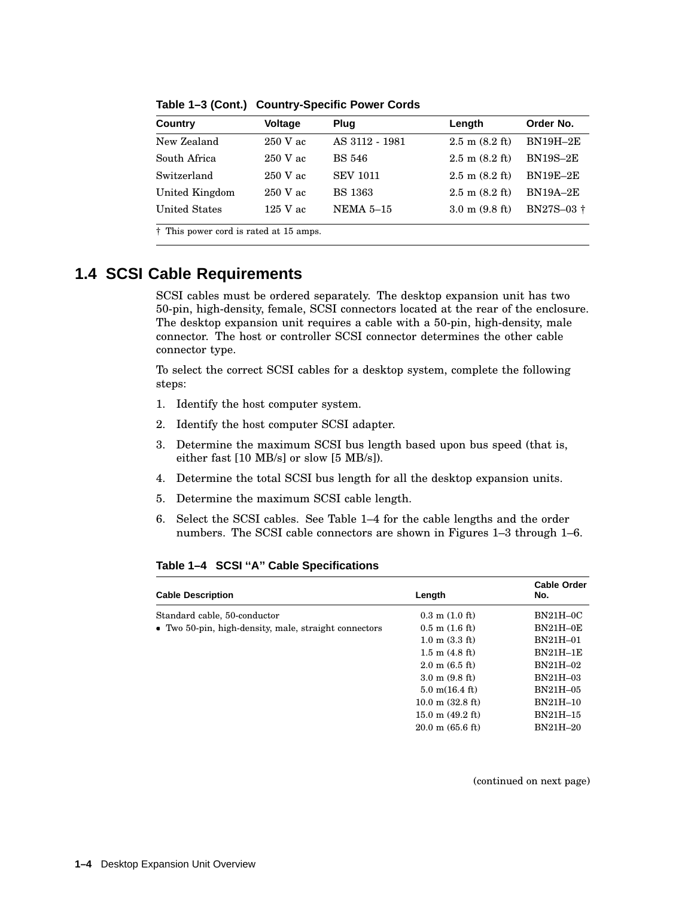**Table 1–3 (Cont.) Country-Specific Power Cords**

| Country | Voltage | Plug | Length | Order No. |
|---|---|---|---|---|
| New Zealand | 250 V ac | AS 3112 - 1981 | 2.5 m (8.2 ft) | BN19H–2E |
| South Africa | 250 V ac | BS 546 | 2.5 m (8.2 ft) | BN19S–2E |
| Switzerland | 250 V ac | SEV 1011 | 2.5 m (8.2 ft) | BN19E–2E |
| United Kingdom | 250 V ac | BS 1363 | 2.5 m (8.2 ft) | BN19A–2E |
| United States | 125 V ac | NEMA 5–15 | 3.0 m (9.8 ft) | BN27S–03 † |

† This power cord is rated at 15 amps.

## 1.4 SCSI Cable Requirements

SCSI cables must be ordered separately. The desktop expansion unit has two 50-pin, high-density, female, SCSI connectors located at the rear of the enclosure. The desktop expansion unit requires a cable with a 50-pin, high-density, male connector. The host or controller SCSI connector determines the other cable connector type.

To select the correct SCSI cables for a desktop system, complete the following steps:

1. Identify the host computer system.
2. Identify the host computer SCSI adapter.
3. Determine the maximum SCSI bus length based upon bus speed (that is, either fast [10 MB/s] or slow [5 MB/s]).
4. Determine the total SCSI bus length for all the desktop expansion units.
5. Determine the maximum SCSI cable length.
6. Select the SCSI cables. See Table 1–4 for the cable lengths and the order numbers. The SCSI cable connectors are shown in Figures 1–3 through 1–6.

**Table 1–4 SCSI "A" Cable Specifications**

| Cable Description | Length | Cable Order No. |
|---|---|---|
| Standard cable, 50-conductor | 0.3 m (1.0 ft) | BN21H–0C |
| • Two 50-pin, high-density, male, straight connectors | 0.5 m (1.6 ft) | BN21H–0E |
| | 1.0 m (3.3 ft) | BN21H–01 |
| | 1.5 m (4.8 ft) | BN21H–1E |
| | 2.0 m (6.5 ft) | BN21H–02 |
| | 3.0 m (9.8 ft) | BN21H–03 |
| | 5.0 m(16.4 ft) | BN21H–05 |
| | 10.0 m (32.8 ft) | BN21H–10 |
| | 15.0 m (49.2 ft) | BN21H–15 |
| | 20.0 m (65.6 ft) | BN21H–20 |

(continued on next page)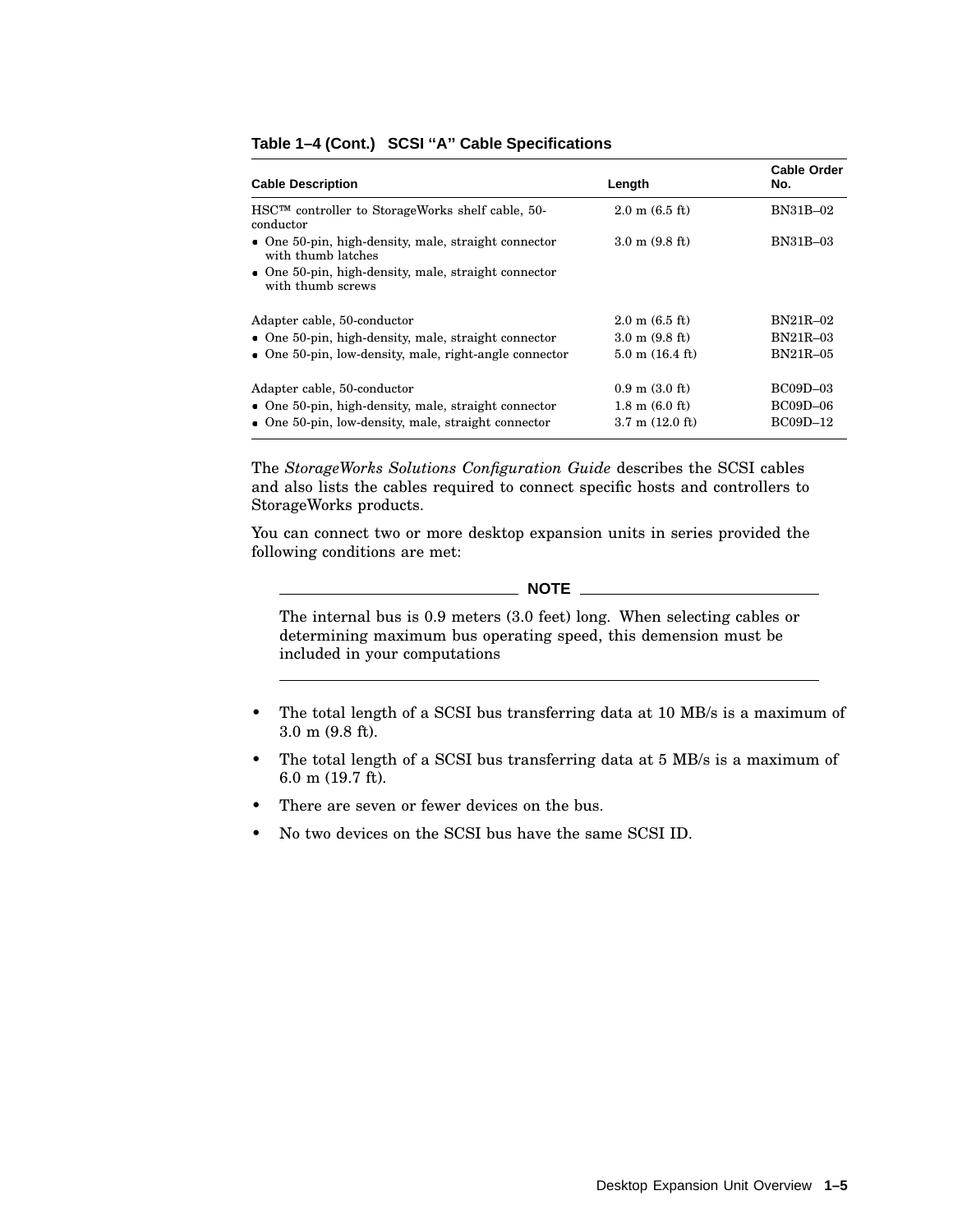**Table 1–4 (Cont.) SCSI "A" Cable Specifications**

| Cable Description | Length | Cable Order No. |
|---|---|---|
| HSC™ controller to StorageWorks shelf cable, 50-conductor | 2.0 m (6.5 ft) | BN31B–02 |
| • One 50-pin, high-density, male, straight connector with thumb latches | 3.0 m (9.8 ft) | BN31B–03 |
| • One 50-pin, high-density, male, straight connector with thumb screws | | |
| Adapter cable, 50-conductor | 2.0 m (6.5 ft) | BN21R–02 |
| • One 50-pin, high-density, male, straight connector | 3.0 m (9.8 ft) | BN21R–03 |
| • One 50-pin, low-density, male, right-angle connector | 5.0 m (16.4 ft) | BN21R–05 |
| Adapter cable, 50-conductor | 0.9 m (3.0 ft) | BC09D–03 |
| • One 50-pin, high-density, male, straight connector | 1.8 m (6.0 ft) | BC09D–06 |
| • One 50-pin, low-density, male, straight connector | 3.7 m (12.0 ft) | BC09D–12 |

The *StorageWorks Solutions Configuration Guide* describes the SCSI cables and also lists the cables required to connect specific hosts and controllers to StorageWorks products.

You can connect two or more desktop expansion units in series provided the following conditions are met:

**NOTE**

The internal bus is 0.9 meters (3.0 feet) long. When selecting cables or determining maximum bus operating speed, this demension must be included in your computations

- The total length of a SCSI bus transferring data at 10 MB/s is a maximum of 3.0 m (9.8 ft).
- The total length of a SCSI bus transferring data at 5 MB/s is a maximum of 6.0 m (19.7 ft).
- There are seven or fewer devices on the bus.
- No two devices on the SCSI bus have the same SCSI ID.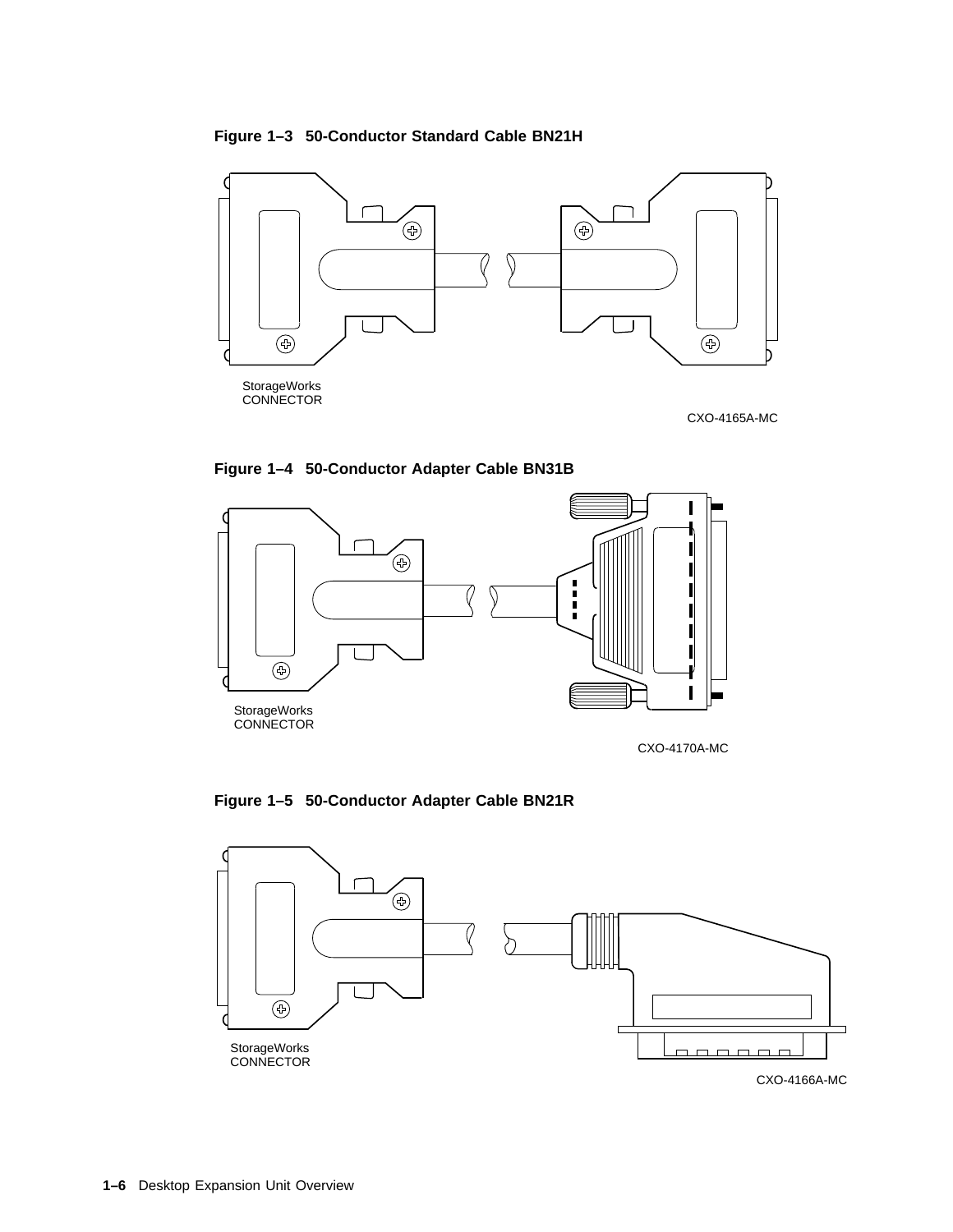**Figure 1–3 50-Conductor Standard Cable BN21H**

StorageWorks CONNECTOR

CXO-4165A-MC

**Figure 1–4 50-Conductor Adapter Cable BN31B**

StorageWorks CONNECTOR

CXO-4170A-MC

**Figure 1–5 50-Conductor Adapter Cable BN21R**

StorageWorks CONNECTOR

CXO-4166A-MC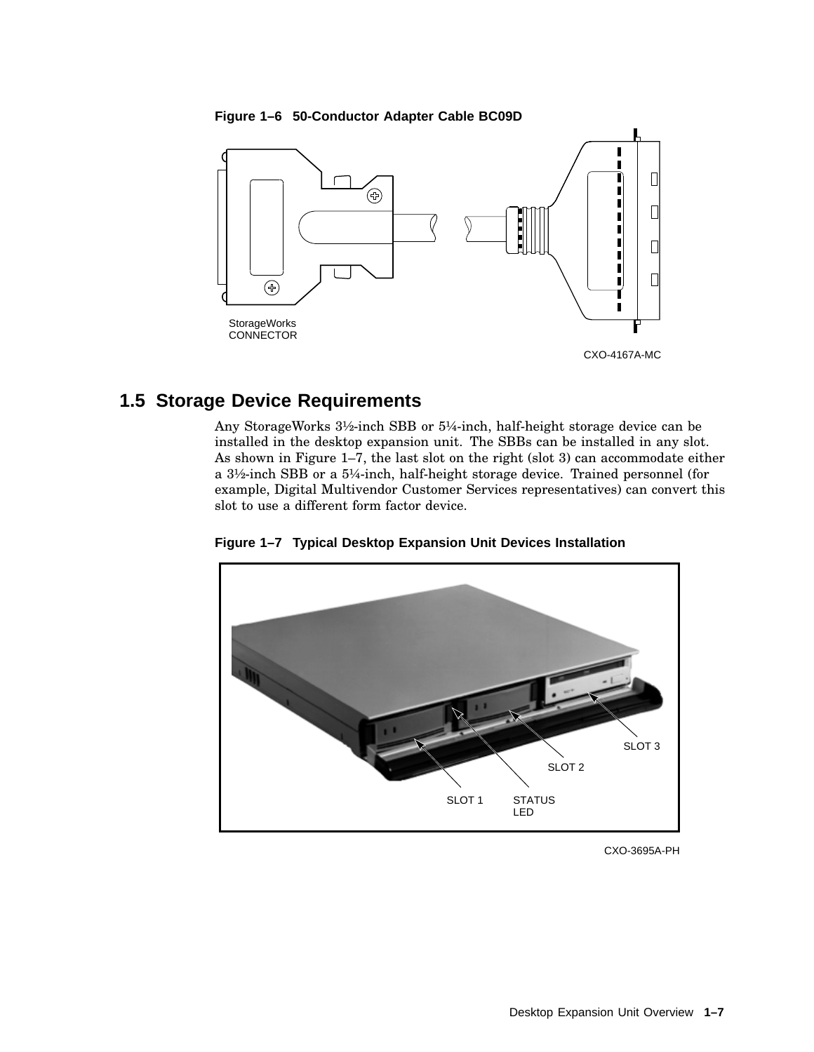**Figure 1–6 50-Conductor Adapter Cable BC09D**

StorageWorks CONNECTOR

CXO-4167A-MC

## 1.5 Storage Device Requirements

Any StorageWorks 3½-inch SBB or 5¼-inch, half-height storage device can be installed in the desktop expansion unit. The SBBs can be installed in any slot. As shown in Figure 1–7, the last slot on the right (slot 3) can accommodate either a 3½-inch SBB or a 5¼-inch, half-height storage device. Trained personnel (for example, Digital Multivendor Customer Services representatives) can convert this slot to use a different form factor device.

**Figure 1–7 Typical Desktop Expansion Unit Devices Installation**

SLOT 1 STATUS LED SLOT 2 SLOT 3

CXO-3695A-PH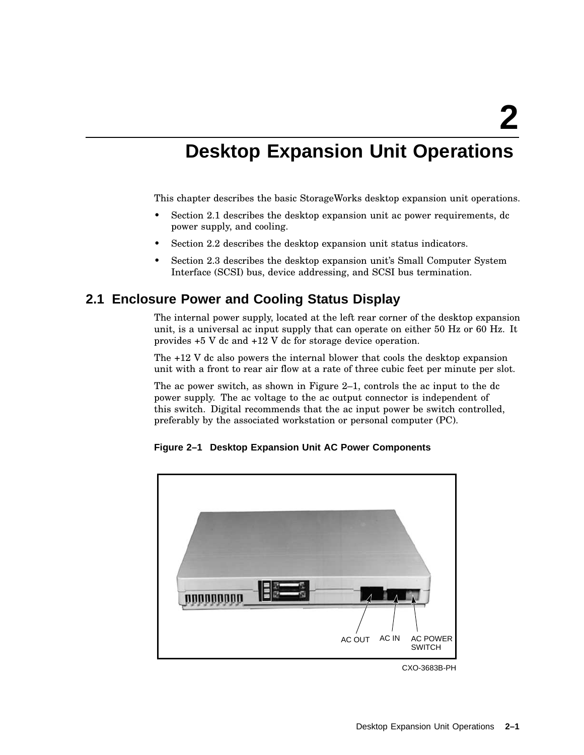# 2 Desktop Expansion Unit Operations

This chapter describes the basic StorageWorks desktop expansion unit operations.

- Section 2.1 describes the desktop expansion unit ac power requirements, dc power supply, and cooling.
- Section 2.2 describes the desktop expansion unit status indicators.
- Section 2.3 describes the desktop expansion unit's Small Computer System Interface (SCSI) bus, device addressing, and SCSI bus termination.

## 2.1 Enclosure Power and Cooling Status Display

The internal power supply, located at the left rear corner of the desktop expansion unit, is a universal ac input supply that can operate on either 50 Hz or 60 Hz. It provides +5 V dc and +12 V dc for storage device operation.

The +12 V dc also powers the internal blower that cools the desktop expansion unit with a front to rear air flow at a rate of three cubic feet per minute per slot.

The ac power switch, as shown in Figure 2–1, controls the ac input to the dc power supply. The ac voltage to the ac output connector is independent of this switch. Digital recommends that the ac input power be switch controlled, preferably by the associated workstation or personal computer (PC).

**Figure 2–1 Desktop Expansion Unit AC Power Components**

AC OUT AC IN AC POWER SWITCH

CXO-3683B-PH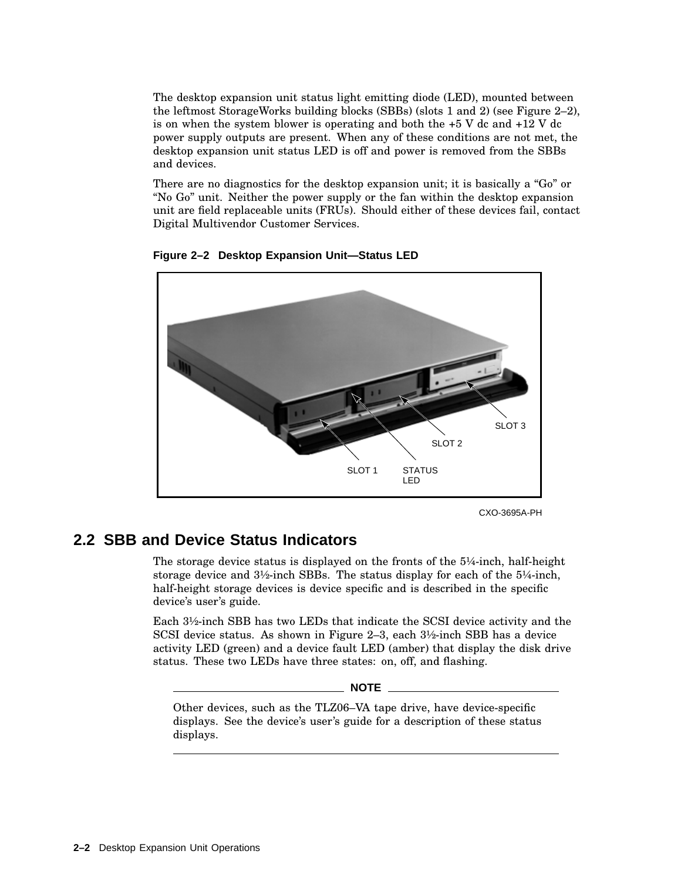The desktop expansion unit status light emitting diode (LED), mounted between the leftmost StorageWorks building blocks (SBBs) (slots 1 and 2) (see Figure 2–2), is on when the system blower is operating and both the +5 V dc and +12 V dc power supply outputs are present. When any of these conditions are not met, the desktop expansion unit status LED is off and power is removed from the SBBs and devices.

There are no diagnostics for the desktop expansion unit; it is basically a "Go" or "No Go" unit. Neither the power supply or the fan within the desktop expansion unit are field replaceable units (FRUs). Should either of these devices fail, contact Digital Multivendor Customer Services.

**Figure 2–2 Desktop Expansion Unit—Status LED**

SLOT 1 STATUS LED SLOT 2 SLOT 3

CXO-3695A-PH

## 2.2 SBB and Device Status Indicators

The storage device status is displayed on the fronts of the 5¼-inch, half-height storage device and 3½-inch SBBs. The status display for each of the 5¼-inch, half-height storage devices is device specific and is described in the specific device's user's guide.

Each 3½-inch SBB has two LEDs that indicate the SCSI device activity and the SCSI device status. As shown in Figure 2–3, each 3½-inch SBB has a device activity LED (green) and a device fault LED (amber) that display the disk drive status. These two LEDs have three states: on, off, and flashing.

---

**NOTE**

Other devices, such as the TLZ06–VA tape drive, have device-specific displays. See the device's user's guide for a description of these status displays.

---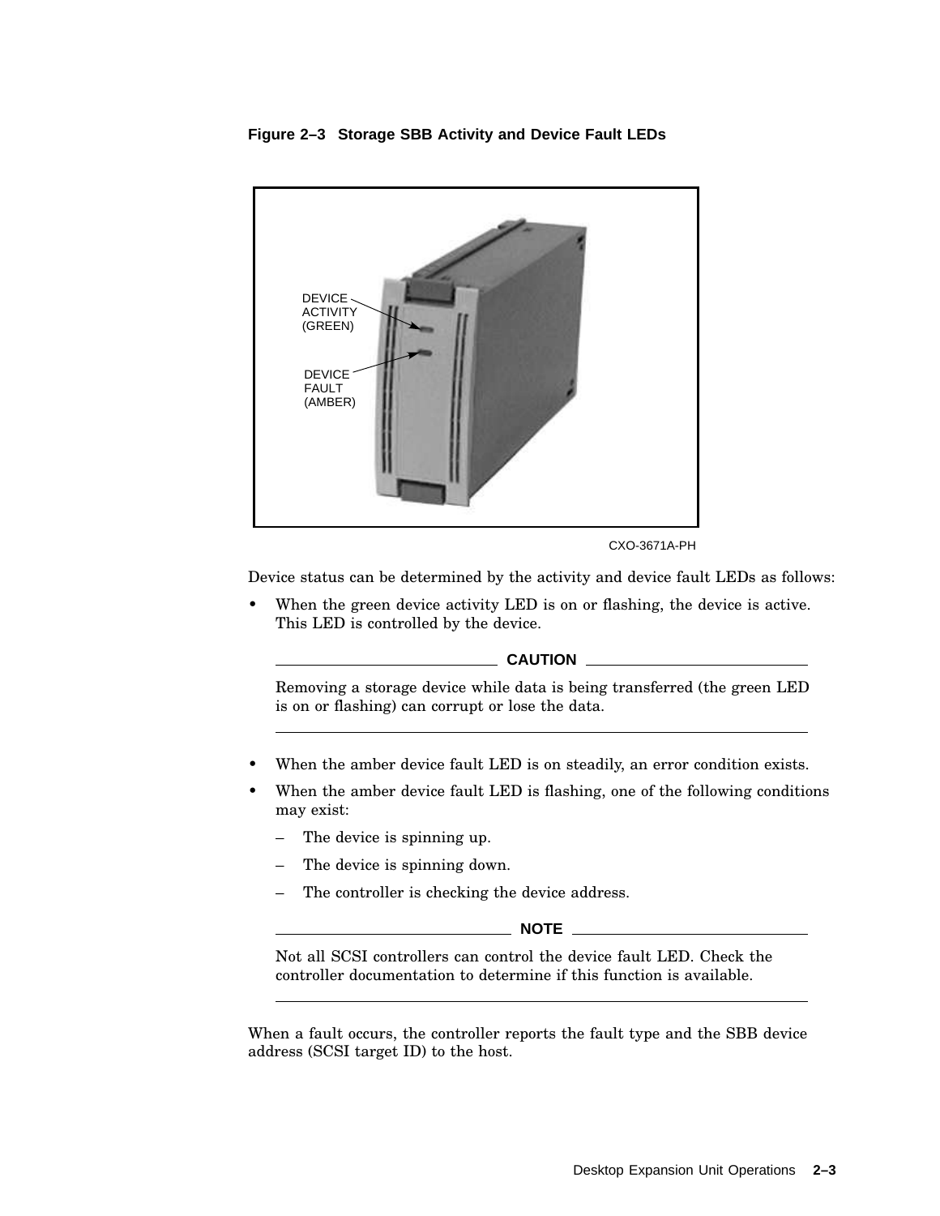**Figure 2–3 Storage SBB Activity and Device Fault LEDs**

CXO-3671A-PH

Device status can be determined by the activity and device fault LEDs as follows:

- When the green device activity LED is on or flashing, the device is active. This LED is controlled by the device.

**CAUTION**

Removing a storage device while data is being transferred (the green LED is on or flashing) can corrupt or lose the data.

- When the amber device fault LED is on steadily, an error condition exists.
- When the amber device fault LED is flashing, one of the following conditions may exist:
  - The device is spinning up.
  - The device is spinning down.
  - The controller is checking the device address.

**NOTE**

Not all SCSI controllers can control the device fault LED. Check the controller documentation to determine if this function is available.

When a fault occurs, the controller reports the fault type and the SBB device address (SCSI target ID) to the host.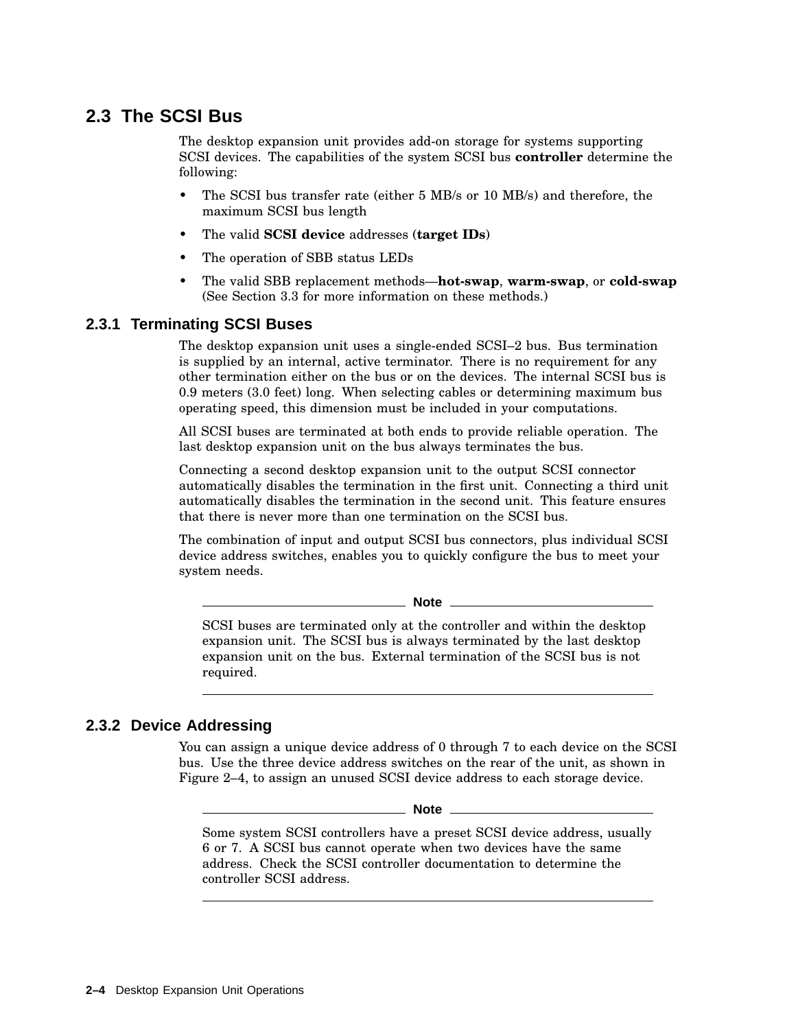## 2.3 The SCSI Bus

The desktop expansion unit provides add-on storage for systems supporting SCSI devices. The capabilities of the system SCSI bus **controller** determine the following:

- The SCSI bus transfer rate (either 5 MB/s or 10 MB/s) and therefore, the maximum SCSI bus length
- The valid **SCSI device** addresses (**target IDs**)
- The operation of SBB status LEDs
- The valid SBB replacement methods—**hot-swap**, **warm-swap**, or **cold-swap** (See Section 3.3 for more information on these methods.)

### 2.3.1 Terminating SCSI Buses

The desktop expansion unit uses a single-ended SCSI–2 bus. Bus termination is supplied by an internal, active terminator. There is no requirement for any other termination either on the bus or on the devices. The internal SCSI bus is 0.9 meters (3.0 feet) long. When selecting cables or determining maximum bus operating speed, this dimension must be included in your computations.

All SCSI buses are terminated at both ends to provide reliable operation. The last desktop expansion unit on the bus always terminates the bus.

Connecting a second desktop expansion unit to the output SCSI connector automatically disables the termination in the first unit. Connecting a third unit automatically disables the termination in the second unit. This feature ensures that there is never more than one termination on the SCSI bus.

The combination of input and output SCSI bus connectors, plus individual SCSI device address switches, enables you to quickly configure the bus to meet your system needs.

---

**Note**

SCSI buses are terminated only at the controller and within the desktop expansion unit. The SCSI bus is always terminated by the last desktop expansion unit on the bus. External termination of the SCSI bus is not required.

---

### 2.3.2 Device Addressing

You can assign a unique device address of 0 through 7 to each device on the SCSI bus. Use the three device address switches on the rear of the unit, as shown in Figure 2–4, to assign an unused SCSI device address to each storage device.

---

**Note**

Some system SCSI controllers have a preset SCSI device address, usually 6 or 7. A SCSI bus cannot operate when two devices have the same address. Check the SCSI controller documentation to determine the controller SCSI address.

---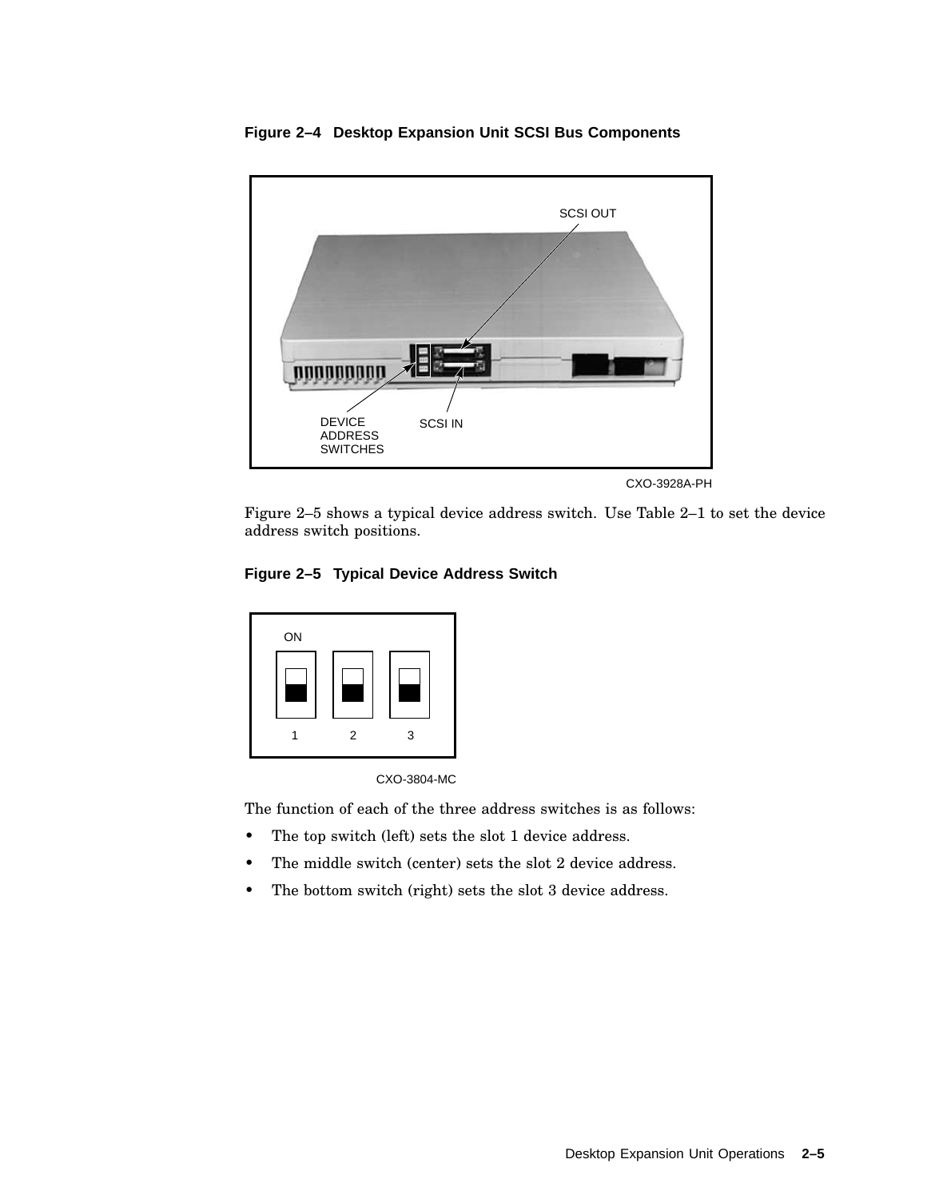**Figure 2–4 Desktop Expansion Unit SCSI Bus Components**

Figure 2–5 shows a typical device address switch. Use Table 2–1 to set the device address switch positions.

**Figure 2–5 Typical Device Address Switch**

The function of each of the three address switches is as follows:

- The top switch (left) sets the slot 1 device address.
- The middle switch (center) sets the slot 2 device address.
- The bottom switch (right) sets the slot 3 device address.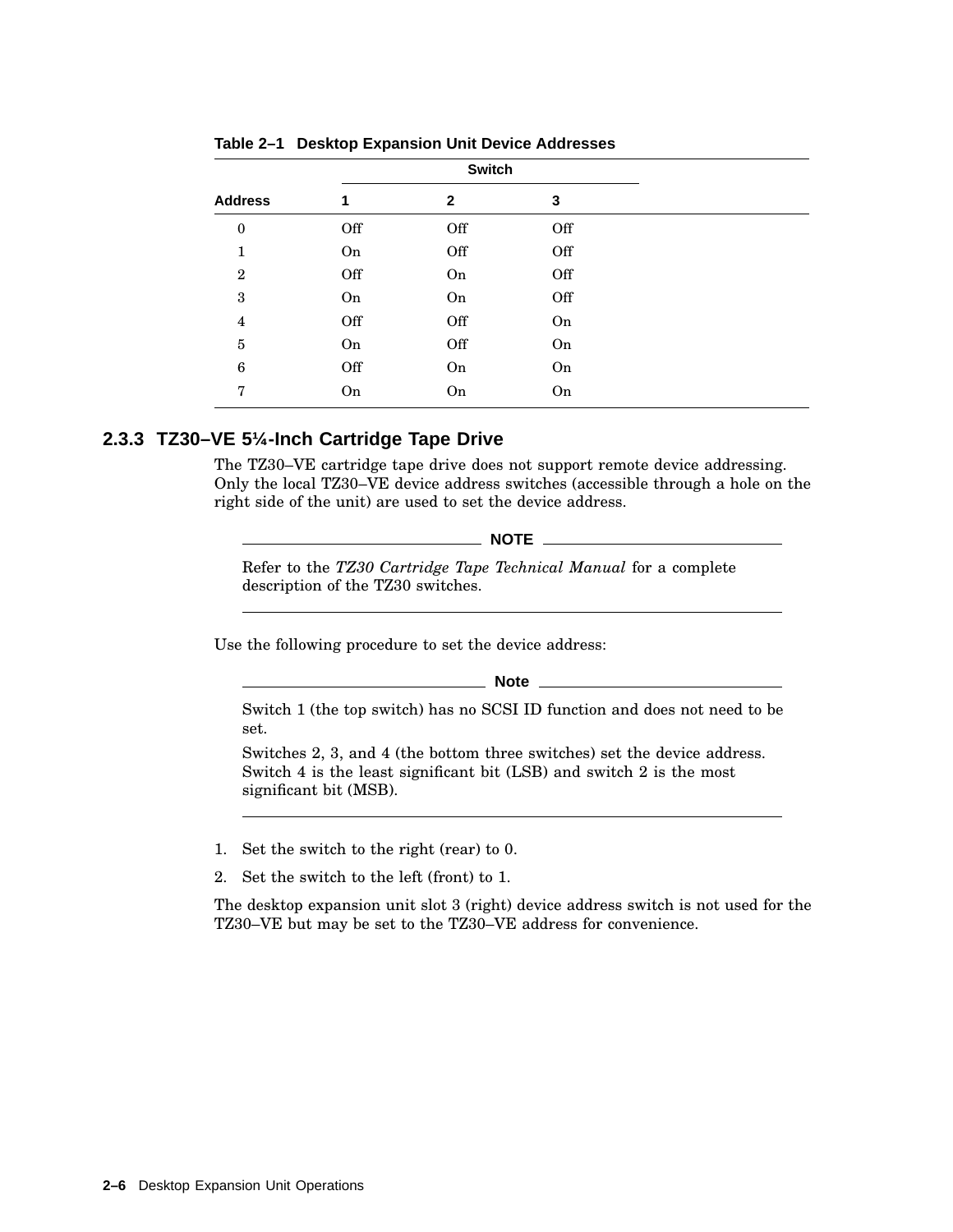**Table 2–1 Desktop Expansion Unit Device Addresses**

| | Switch | | |
|---|---|---|---|
| **Address** | **1** | **2** | **3** |
| 0 | Off | Off | Off |
| 1 | On | Off | Off |
| 2 | Off | On | Off |
| 3 | On | On | Off |
| 4 | Off | Off | On |
| 5 | On | Off | On |
| 6 | Off | On | On |
| 7 | On | On | On |

### 2.3.3 TZ30–VE 5¼-Inch Cartridge Tape Drive

The TZ30–VE cartridge tape drive does not support remote device addressing. Only the local TZ30–VE device address switches (accessible through a hole on the right side of the unit) are used to set the device address.

---

**NOTE**

Refer to the *TZ30 Cartridge Tape Technical Manual* for a complete description of the TZ30 switches.

---

Use the following procedure to set the device address:

---

**Note**

Switch 1 (the top switch) has no SCSI ID function and does not need to be set.

Switches 2, 3, and 4 (the bottom three switches) set the device address. Switch 4 is the least significant bit (LSB) and switch 2 is the most significant bit (MSB).

---

1. Set the switch to the right (rear) to 0.
2. Set the switch to the left (front) to 1.

The desktop expansion unit slot 3 (right) device address switch is not used for the TZ30–VE but may be set to the TZ30–VE address for convenience.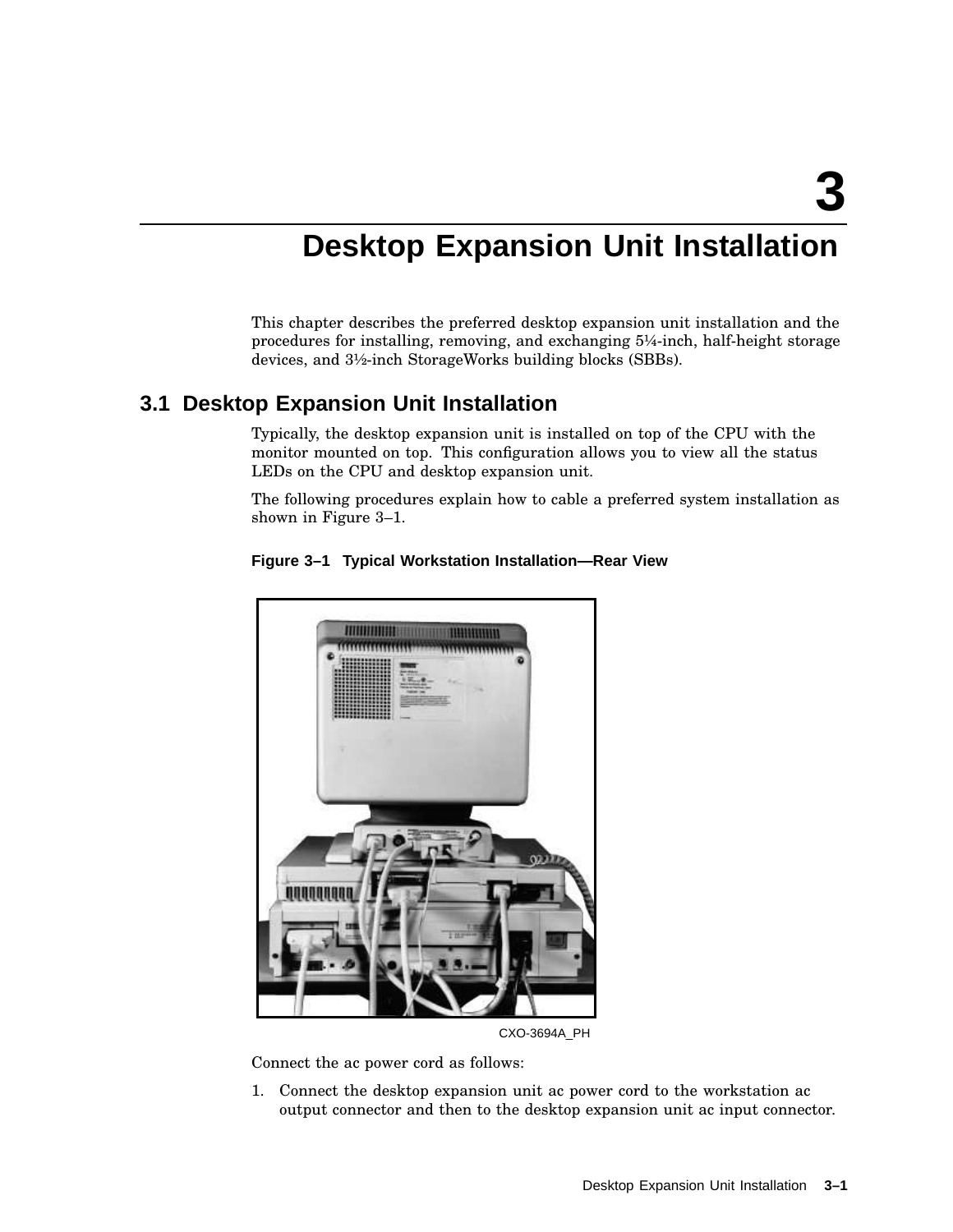# 3 Desktop Expansion Unit Installation

This chapter describes the preferred desktop expansion unit installation and the procedures for installing, removing, and exchanging 5¼-inch, half-height storage devices, and 3½-inch StorageWorks building blocks (SBBs).

## 3.1 Desktop Expansion Unit Installation

Typically, the desktop expansion unit is installed on top of the CPU with the monitor mounted on top. This configuration allows you to view all the status LEDs on the CPU and desktop expansion unit.

The following procedures explain how to cable a preferred system installation as shown in Figure 3–1.

**Figure 3–1 Typical Workstation Installation—Rear View**

CXO-3694A_PH

Connect the ac power cord as follows:

1. Connect the desktop expansion unit ac power cord to the workstation ac output connector and then to the desktop expansion unit ac input connector.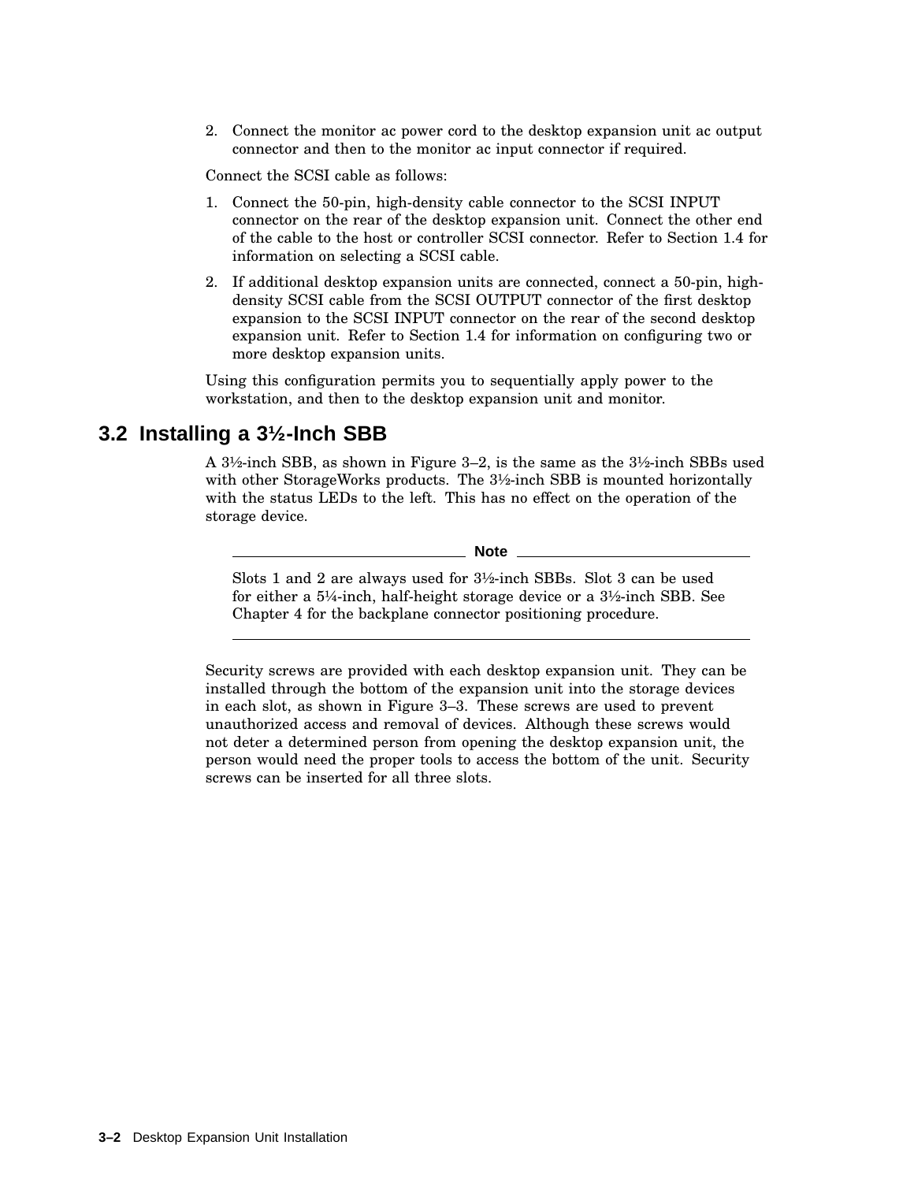2. Connect the monitor ac power cord to the desktop expansion unit ac output connector and then to the monitor ac input connector if required.

Connect the SCSI cable as follows:

1. Connect the 50-pin, high-density cable connector to the SCSI INPUT connector on the rear of the desktop expansion unit. Connect the other end of the cable to the host or controller SCSI connector. Refer to Section 1.4 for information on selecting a SCSI cable.
2. If additional desktop expansion units are connected, connect a 50-pin, high-density SCSI cable from the SCSI OUTPUT connector of the first desktop expansion to the SCSI INPUT connector on the rear of the second desktop expansion unit. Refer to Section 1.4 for information on configuring two or more desktop expansion units.

Using this configuration permits you to sequentially apply power to the workstation, and then to the desktop expansion unit and monitor.

## 3.2 Installing a 3½-Inch SBB

A 3½-inch SBB, as shown in Figure 3–2, is the same as the 3½-inch SBBs used with other StorageWorks products. The 3½-inch SBB is mounted horizontally with the status LEDs to the left. This has no effect on the operation of the storage device.

---

**Note**

Slots 1 and 2 are always used for 3½-inch SBBs. Slot 3 can be used for either a 5¼-inch, half-height storage device or a 3½-inch SBB. See Chapter 4 for the backplane connector positioning procedure.

---

Security screws are provided with each desktop expansion unit. They can be installed through the bottom of the expansion unit into the storage devices in each slot, as shown in Figure 3–3. These screws are used to prevent unauthorized access and removal of devices. Although these screws would not deter a determined person from opening the desktop expansion unit, the person would need the proper tools to access the bottom of the unit. Security screws can be inserted for all three slots.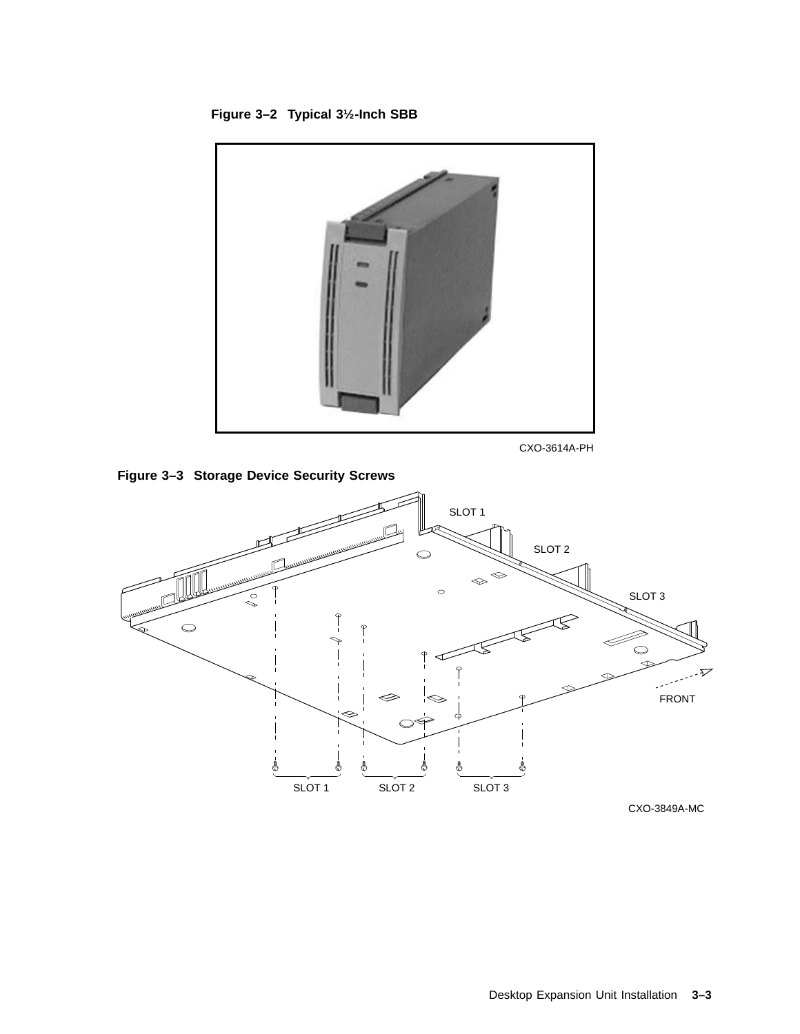**Figure 3–2 Typical 3½-Inch SBB**

CXO-3614A-PH

**Figure 3–3 Storage Device Security Screws**

CXO-3849A-MC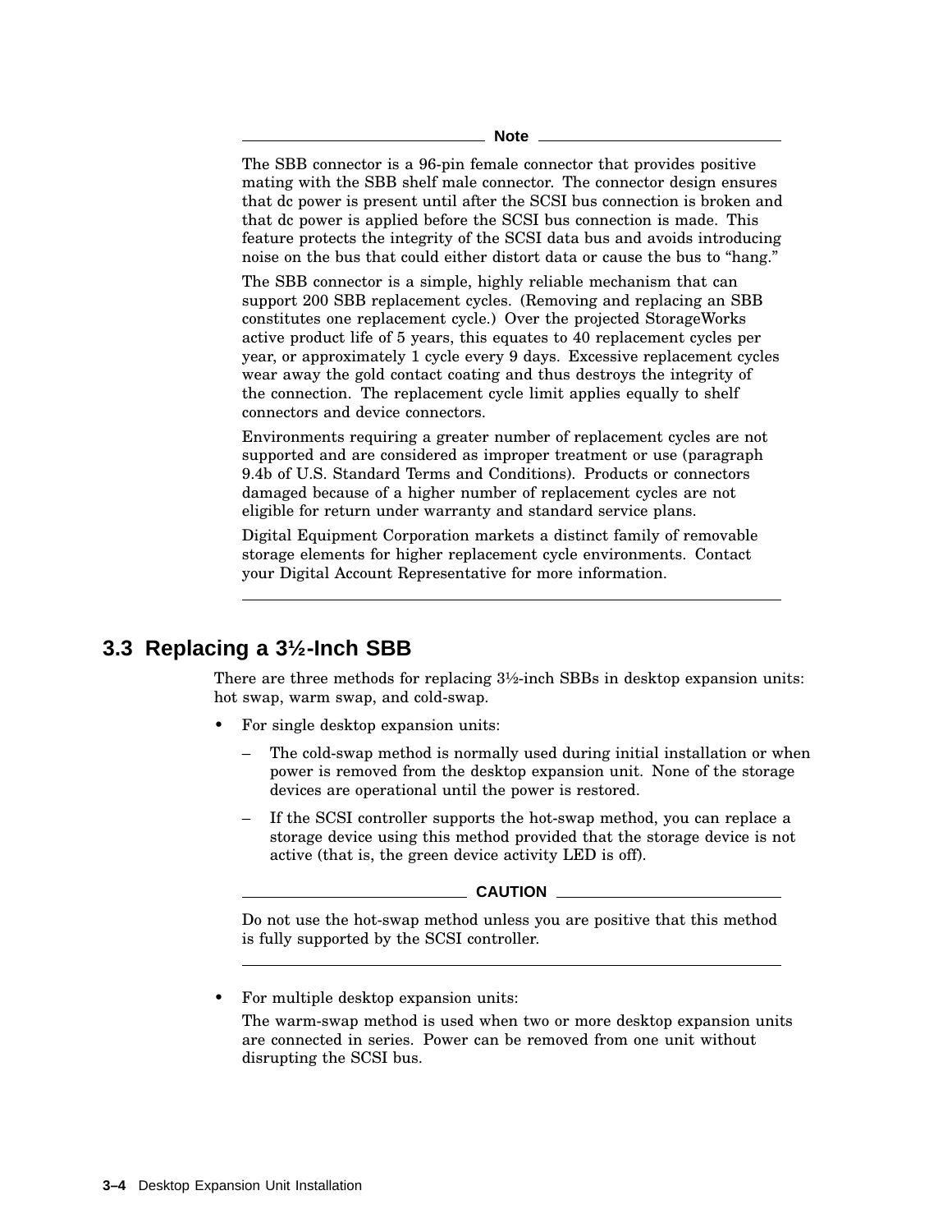**Note**

The SBB connector is a 96-pin female connector that provides positive mating with the SBB shelf male connector. The connector design ensures that dc power is present until after the SCSI bus connection is broken and that dc power is applied before the SCSI bus connection is made. This feature protects the integrity of the SCSI data bus and avoids introducing noise on the bus that could either distort data or cause the bus to "hang."

The SBB connector is a simple, highly reliable mechanism that can support 200 SBB replacement cycles. (Removing and replacing an SBB constitutes one replacement cycle.) Over the projected StorageWorks active product life of 5 years, this equates to 40 replacement cycles per year, or approximately 1 cycle every 9 days. Excessive replacement cycles wear away the gold contact coating and thus destroys the integrity of the connection. The replacement cycle limit applies equally to shelf connectors and device connectors.

Environments requiring a greater number of replacement cycles are not supported and are considered as improper treatment or use (paragraph 9.4b of U.S. Standard Terms and Conditions). Products or connectors damaged because of a higher number of replacement cycles are not eligible for return under warranty and standard service plans.

Digital Equipment Corporation markets a distinct family of removable storage elements for higher replacement cycle environments. Contact your Digital Account Representative for more information.

---

## 3.3 Replacing a 3½-Inch SBB

There are three methods for replacing 3½-inch SBBs in desktop expansion units: hot swap, warm swap, and cold-swap.

- For single desktop expansion units:
  - The cold-swap method is normally used during initial installation or when power is removed from the desktop expansion unit. None of the storage devices are operational until the power is restored.
  - If the SCSI controller supports the hot-swap method, you can replace a storage device using this method provided that the storage device is not active (that is, the green device activity LED is off).

**CAUTION**

Do not use the hot-swap method unless you are positive that this method is fully supported by the SCSI controller.

---

- For multiple desktop expansion units:

  The warm-swap method is used when two or more desktop expansion units are connected in series. Power can be removed from one unit without disrupting the SCSI bus.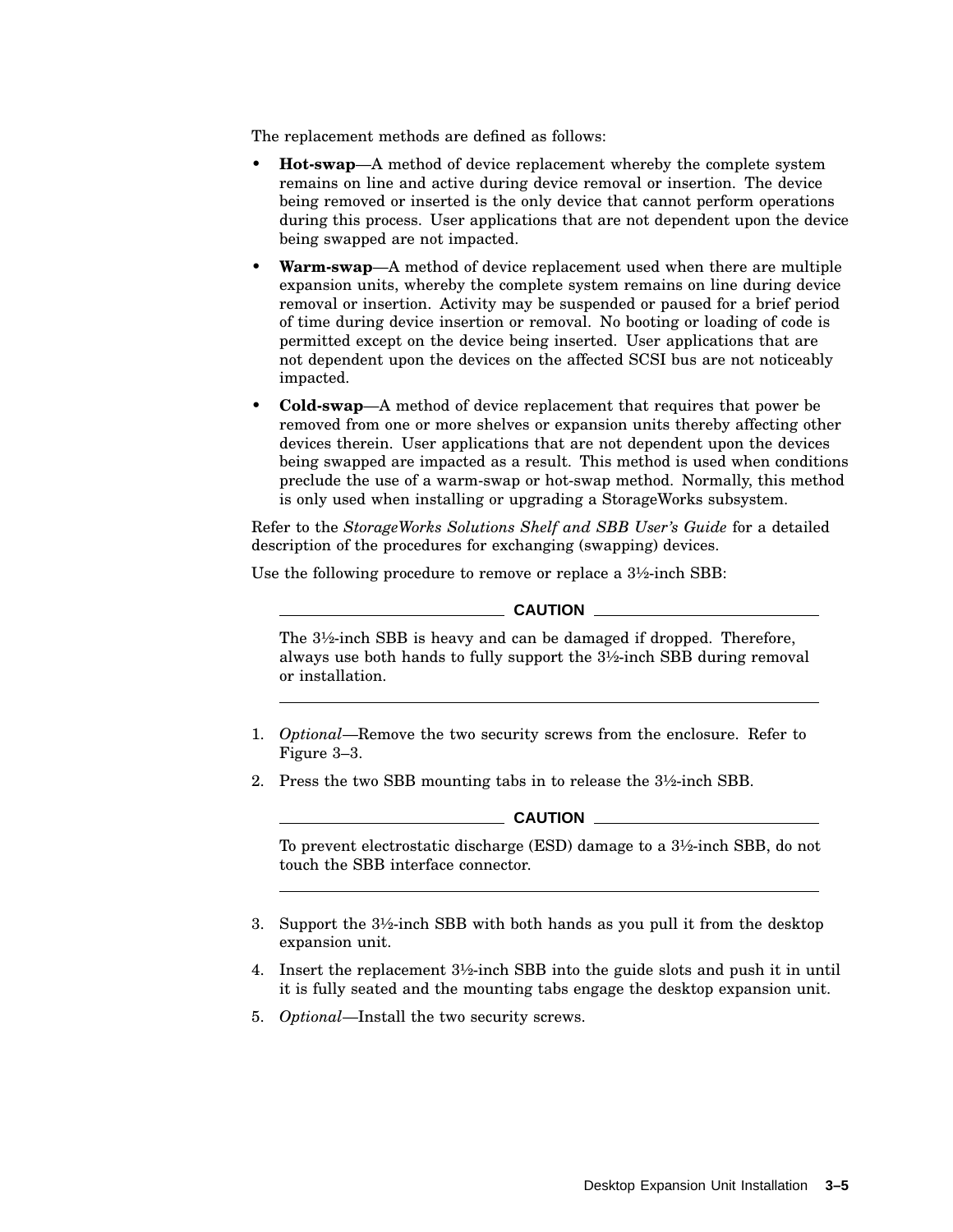The replacement methods are defined as follows:

- **Hot-swap**—A method of device replacement whereby the complete system remains on line and active during device removal or insertion. The device being removed or inserted is the only device that cannot perform operations during this process. User applications that are not dependent upon the device being swapped are not impacted.
- **Warm-swap**—A method of device replacement used when there are multiple expansion units, whereby the complete system remains on line during device removal or insertion. Activity may be suspended or paused for a brief period of time during device insertion or removal. No booting or loading of code is permitted except on the device being inserted. User applications that are not dependent upon the devices on the affected SCSI bus are not noticeably impacted.
- **Cold-swap**—A method of device replacement that requires that power be removed from one or more shelves or expansion units thereby affecting other devices therein. User applications that are not dependent upon the devices being swapped are impacted as a result. This method is used when conditions preclude the use of a warm-swap or hot-swap method. Normally, this method is only used when installing or upgrading a StorageWorks subsystem.

Refer to the *StorageWorks Solutions Shelf and SBB User's Guide* for a detailed description of the procedures for exchanging (swapping) devices.

Use the following procedure to remove or replace a 3½-inch SBB:

**CAUTION**

The 3½-inch SBB is heavy and can be damaged if dropped. Therefore, always use both hands to fully support the 3½-inch SBB during removal or installation.

---

1. *Optional*—Remove the two security screws from the enclosure. Refer to Figure 3–3.
2. Press the two SBB mounting tabs in to release the 3½-inch SBB.

**CAUTION**

To prevent electrostatic discharge (ESD) damage to a 3½-inch SBB, do not touch the SBB interface connector.

---

3. Support the 3½-inch SBB with both hands as you pull it from the desktop expansion unit.
4. Insert the replacement 3½-inch SBB into the guide slots and push it in until it is fully seated and the mounting tabs engage the desktop expansion unit.
5. *Optional*—Install the two security screws.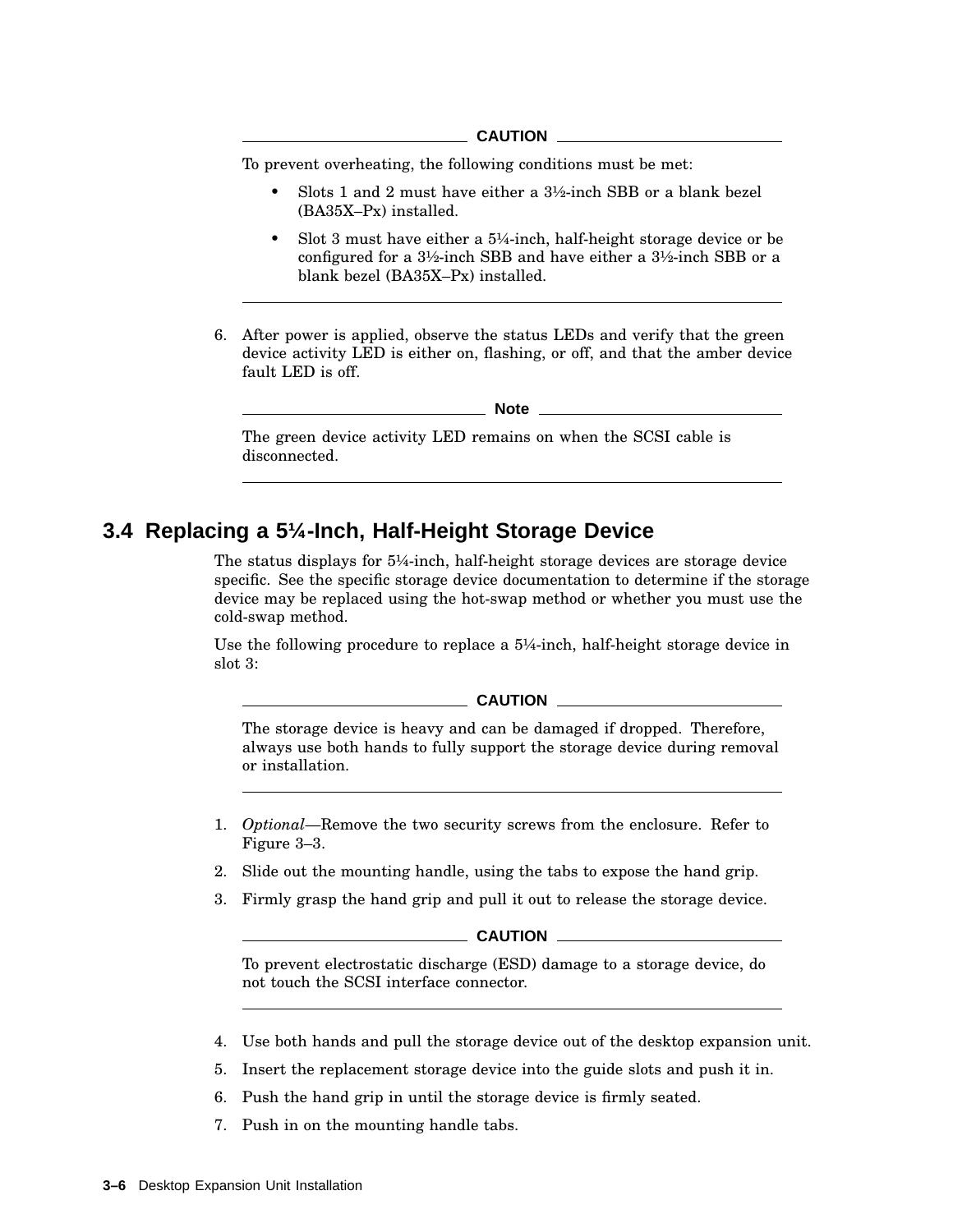**CAUTION**

To prevent overheating, the following conditions must be met:

- Slots 1 and 2 must have either a 3½-inch SBB or a blank bezel (BA35X–Px) installed.
- Slot 3 must have either a 5¼-inch, half-height storage device or be configured for a 3½-inch SBB and have either a 3½-inch SBB or a blank bezel (BA35X–Px) installed.

---

6. After power is applied, observe the status LEDs and verify that the green device activity LED is either on, flashing, or off, and that the amber device fault LED is off.

**Note**

The green device activity LED remains on when the SCSI cable is disconnected.

---

## 3.4 Replacing a 5¼-Inch, Half-Height Storage Device

The status displays for 5¼-inch, half-height storage devices are storage device specific. See the specific storage device documentation to determine if the storage device may be replaced using the hot-swap method or whether you must use the cold-swap method.

Use the following procedure to replace a 5¼-inch, half-height storage device in slot 3:

**CAUTION**

The storage device is heavy and can be damaged if dropped. Therefore, always use both hands to fully support the storage device during removal or installation.

---

1. *Optional*—Remove the two security screws from the enclosure. Refer to Figure 3–3.
2. Slide out the mounting handle, using the tabs to expose the hand grip.
3. Firmly grasp the hand grip and pull it out to release the storage device.

**CAUTION**

To prevent electrostatic discharge (ESD) damage to a storage device, do not touch the SCSI interface connector.

---

4. Use both hands and pull the storage device out of the desktop expansion unit.
5. Insert the replacement storage device into the guide slots and push it in.
6. Push the hand grip in until the storage device is firmly seated.
7. Push in on the mounting handle tabs.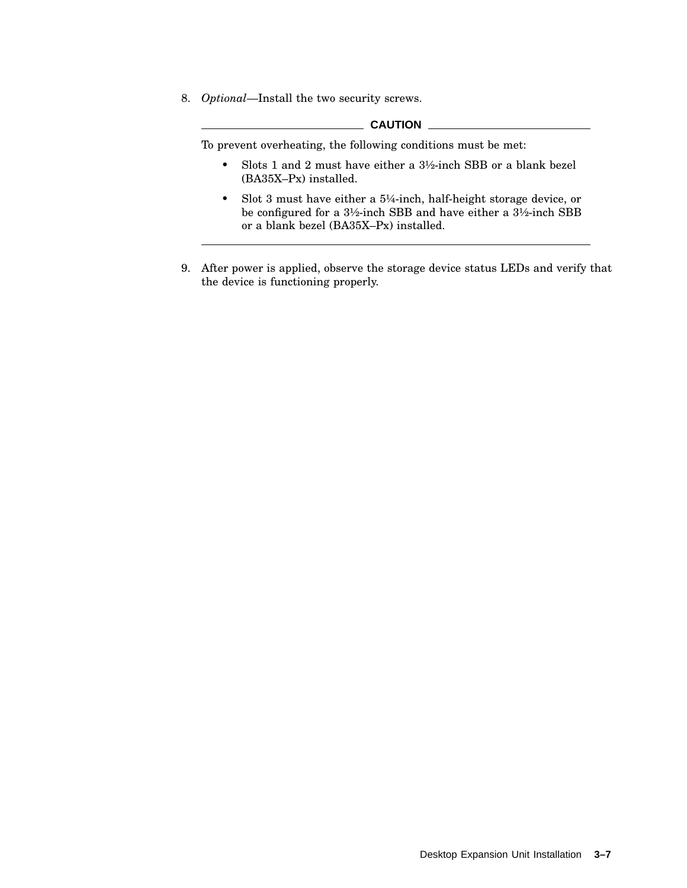8. *Optional*—Install the two security screws.

---

**CAUTION**

To prevent overheating, the following conditions must be met:

- Slots 1 and 2 must have either a 3½-inch SBB or a blank bezel (BA35X–Px) installed.
- Slot 3 must have either a 5¼-inch, half-height storage device, or be configured for a 3½-inch SBB and have either a 3½-inch SBB or a blank bezel (BA35X–Px) installed.

---

9. After power is applied, observe the storage device status LEDs and verify that the device is functioning properly.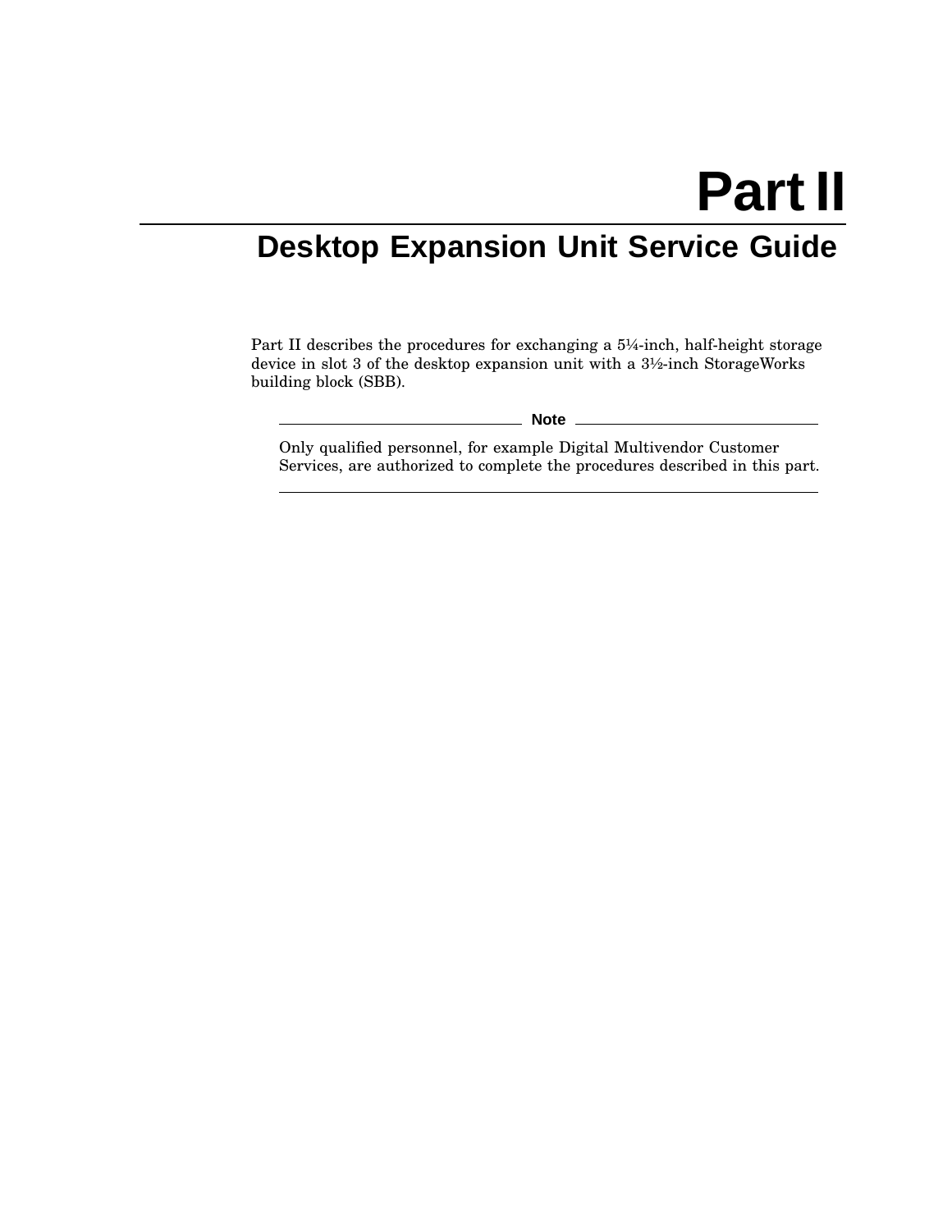# Part II

## Desktop Expansion Unit Service Guide

Part II describes the procedures for exchanging a 5¼-inch, half-height storage device in slot 3 of the desktop expansion unit with a 3½-inch StorageWorks building block (SBB).

**Note**

Only qualified personnel, for example Digital Multivendor Customer Services, are authorized to complete the procedures described in this part.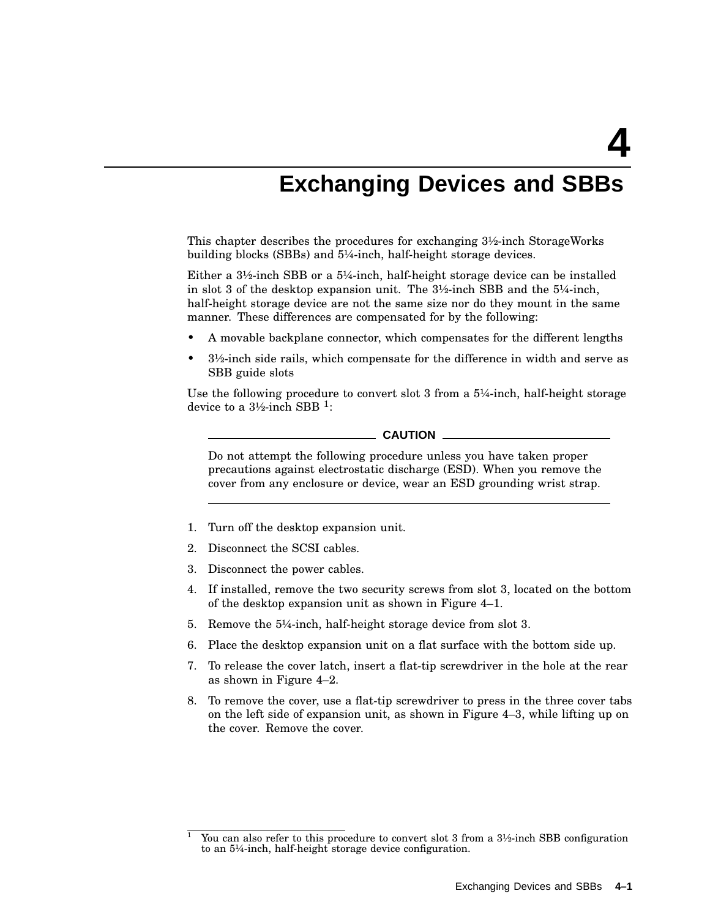# 4 Exchanging Devices and SBBs

This chapter describes the procedures for exchanging 3½-inch StorageWorks building blocks (SBBs) and 5¼-inch, half-height storage devices.

Either a 3½-inch SBB or a 5¼-inch, half-height storage device can be installed in slot 3 of the desktop expansion unit. The 3½-inch SBB and the 5¼-inch, half-height storage device are not the same size nor do they mount in the same manner. These differences are compensated for by the following:

- A movable backplane connector, which compensates for the different lengths
- 3½-inch side rails, which compensate for the difference in width and serve as SBB guide slots

Use the following procedure to convert slot 3 from a 5¼-inch, half-height storage device to a 3½-inch SBB [1]:

**CAUTION**

Do not attempt the following procedure unless you have taken proper precautions against electrostatic discharge (ESD). When you remove the cover from any enclosure or device, wear an ESD grounding wrist strap.

1. Turn off the desktop expansion unit.
2. Disconnect the SCSI cables.
3. Disconnect the power cables.
4. If installed, remove the two security screws from slot 3, located on the bottom of the desktop expansion unit as shown in Figure 4–1.
5. Remove the 5¼-inch, half-height storage device from slot 3.
6. Place the desktop expansion unit on a flat surface with the bottom side up.
7. To release the cover latch, insert a flat-tip screwdriver in the hole at the rear as shown in Figure 4–2.
8. To remove the cover, use a flat-tip screwdriver to press in the three cover tabs on the left side of expansion unit, as shown in Figure 4–3, while lifting up on the cover. Remove the cover.

---

[1] You can also refer to this procedure to convert slot 3 from a 3½-inch SBB configuration to an 5¼-inch, half-height storage device configuration.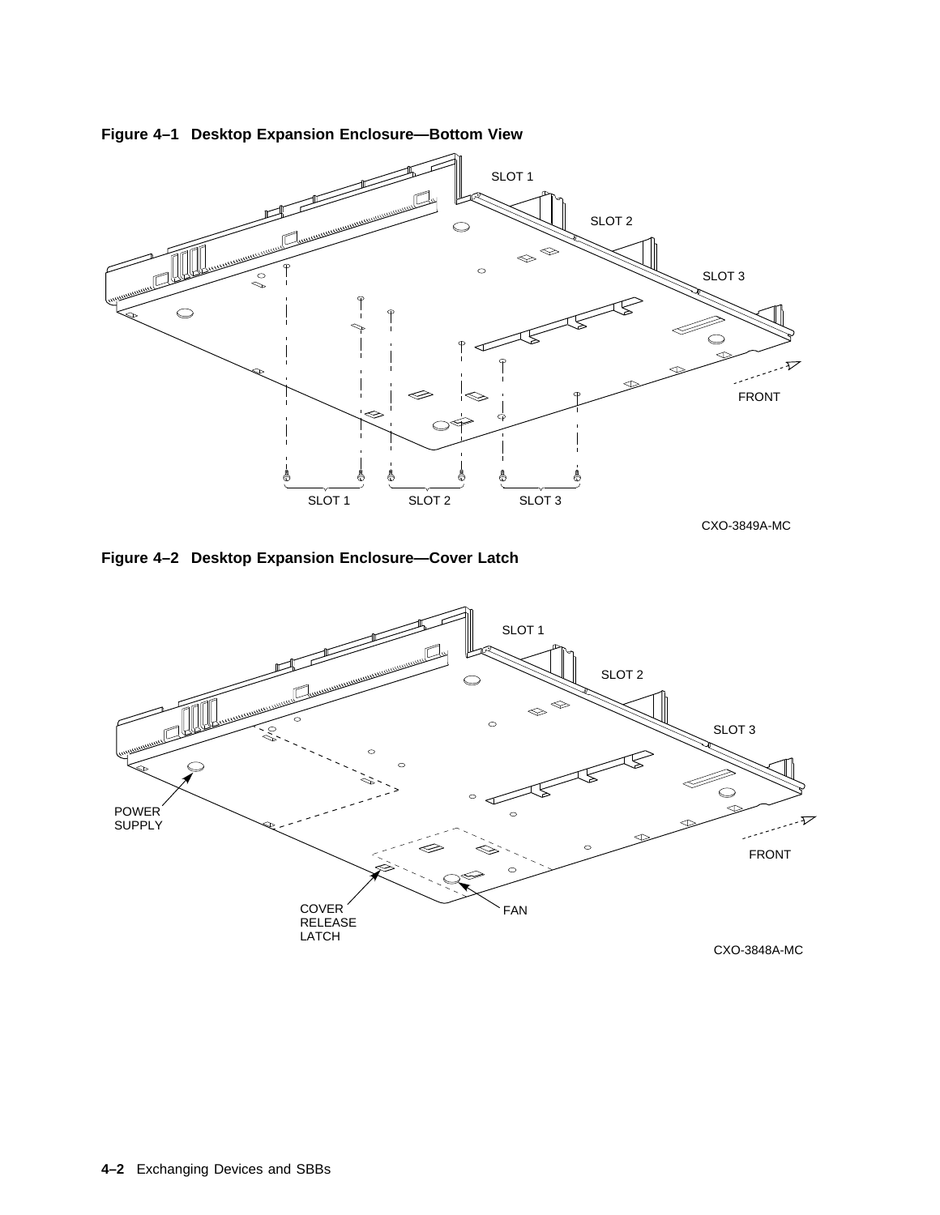**Figure 4–1 Desktop Expansion Enclosure—Bottom View**

**Figure 4–2 Desktop Expansion Enclosure—Cover Latch**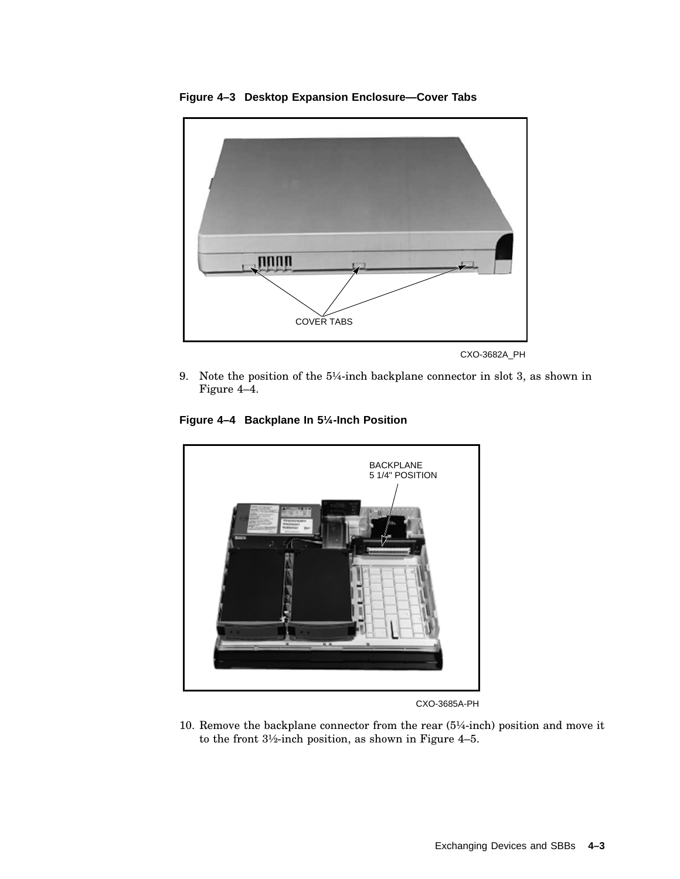**Figure 4–3 Desktop Expansion Enclosure—Cover Tabs**

COVER TABS

CXO-3682A_PH

9. Note the position of the 5¼-inch backplane connector in slot 3, as shown in Figure 4–4.

**Figure 4–4 Backplane In 5¼-Inch Position**

BACKPLANE
5 1/4" POSITION

CXO-3685A-PH

10. Remove the backplane connector from the rear (5¼-inch) position and move it to the front 3½-inch position, as shown in Figure 4–5.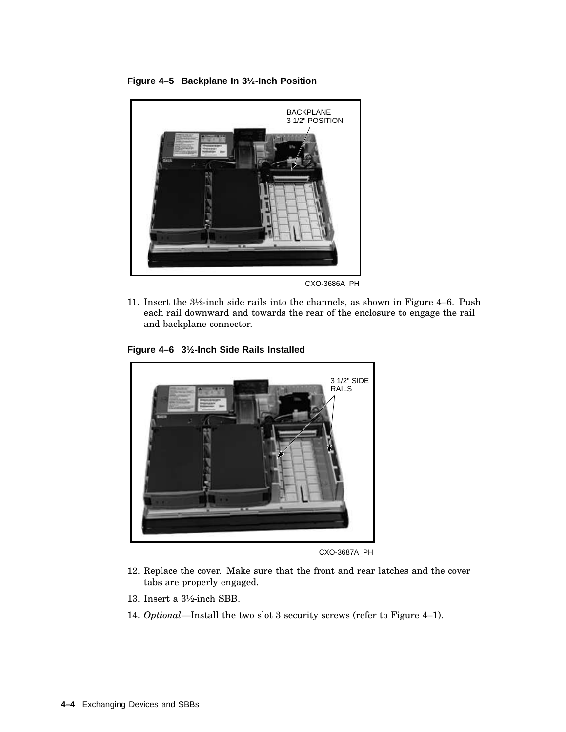**Figure 4–5 Backplane In 3½-Inch Position**

BACKPLANE
3 1/2" POSITION

CXO-3686A_PH

11. Insert the 3½-inch side rails into the channels, as shown in Figure 4–6. Push each rail downward and towards the rear of the enclosure to engage the rail and backplane connector.

**Figure 4–6 3½-Inch Side Rails Installed**

3 1/2" SIDE
RAILS

CXO-3687A_PH

12. Replace the cover. Make sure that the front and rear latches and the cover tabs are properly engaged.
13. Insert a 3½-inch SBB.
14. *Optional*—Install the two slot 3 security screws (refer to Figure 4–1).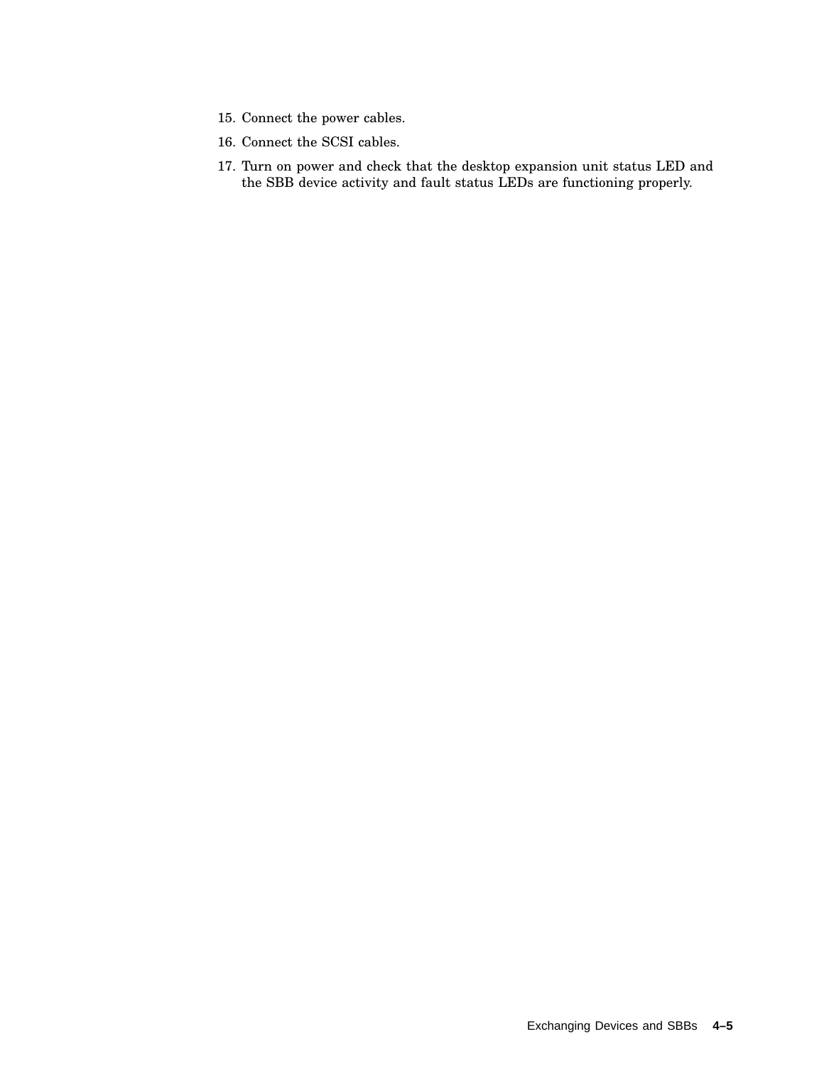15. Connect the power cables.
16. Connect the SCSI cables.
17. Turn on power and check that the desktop expansion unit status LED and the SBB device activity and fault status LEDs are functioning properly.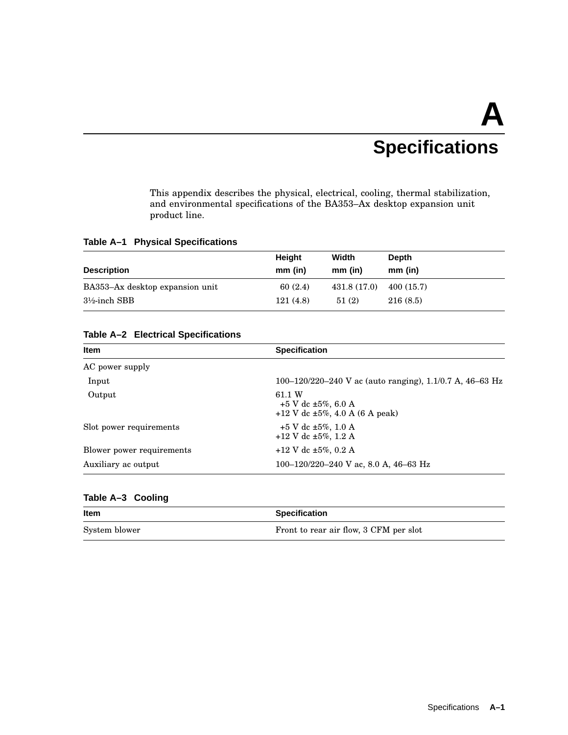# A Specifications

This appendix describes the physical, electrical, cooling, thermal stabilization, and environmental specifications of the BA353–Ax desktop expansion unit product line.

**Table A–1 Physical Specifications**

| Description | Height mm (in) | Width mm (in) | Depth mm (in) |
|---|---|---|---|
| BA353–Ax desktop expansion unit | 60 (2.4) | 431.8 (17.0) | 400 (15.7) |
| 3½-inch SBB | 121 (4.8) | 51 (2) | 216 (8.5) |

**Table A–2 Electrical Specifications**

| Item | Specification |
|---|---|
| AC power supply | |
| Input | 100–120/220–240 V ac (auto ranging), 1.1/0.7 A, 46–63 Hz |
| Output | 61.1 W<br>+5 V dc ±5%, 6.0 A<br>+12 V dc ±5%, 4.0 A (6 A peak) |
| Slot power requirements | +5 V dc ±5%, 1.0 A<br>+12 V dc ±5%, 1.2 A |
| Blower power requirements | +12 V dc ±5%, 0.2 A |
| Auxiliary ac output | 100–120/220–240 V ac, 8.0 A, 46–63 Hz |

**Table A–3 Cooling**

| Item | Specification |
|---|---|
| System blower | Front to rear air flow, 3 CFM per slot |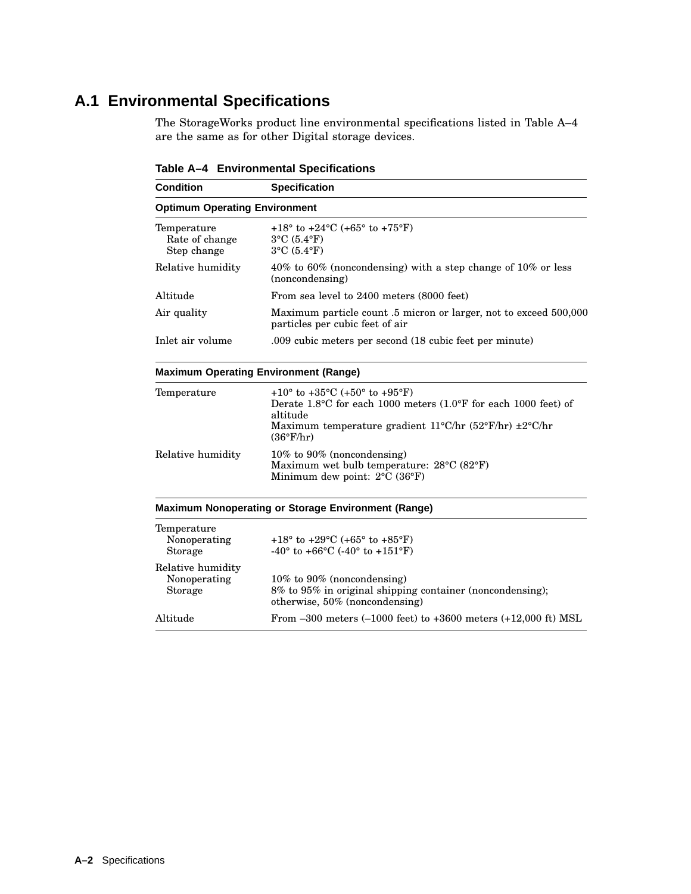## A.1 Environmental Specifications

The StorageWorks product line environmental specifications listed in Table A–4 are the same as for other Digital storage devices.

**Table A–4 Environmental Specifications**

| Condition | Specification |
|---|---|
| **Optimum Operating Environment** | |
| Temperature<br>Rate of change<br>Step change | +18° to +24°C (+65° to +75°F)<br>3°C (5.4°F)<br>3°C (5.4°F) |
| Relative humidity | 40% to 60% (noncondensing) with a step change of 10% or less (noncondensing) |
| Altitude | From sea level to 2400 meters (8000 feet) |
| Air quality | Maximum particle count .5 micron or larger, not to exceed 500,000 particles per cubic feet of air |
| Inlet air volume | .009 cubic meters per second (18 cubic feet per minute) |
| **Maximum Operating Environment (Range)** | |
| Temperature | +10° to +35°C (+50° to +95°F)<br>Derate 1.8°C for each 1000 meters (1.0°F for each 1000 feet) of altitude<br>Maximum temperature gradient 11°C/hr (52°F/hr) ±2°C/hr (36°F/hr) |
| Relative humidity | 10% to 90% (noncondensing)<br>Maximum wet bulb temperature: 28°C (82°F)<br>Minimum dew point: 2°C (36°F) |
| **Maximum Nonoperating or Storage Environment (Range)** | |
| Temperature<br>Nonoperating<br>Storage | <br>+18° to +29°C (+65° to +85°F)<br>-40° to +66°C (-40° to +151°F) |
| Relative humidity<br>Nonoperating<br>Storage | <br>10% to 90% (noncondensing)<br>8% to 95% in original shipping container (noncondensing); otherwise, 50% (noncondensing) |
| Altitude | From –300 meters (–1000 feet) to +3600 meters (+12,000 ft) MSL |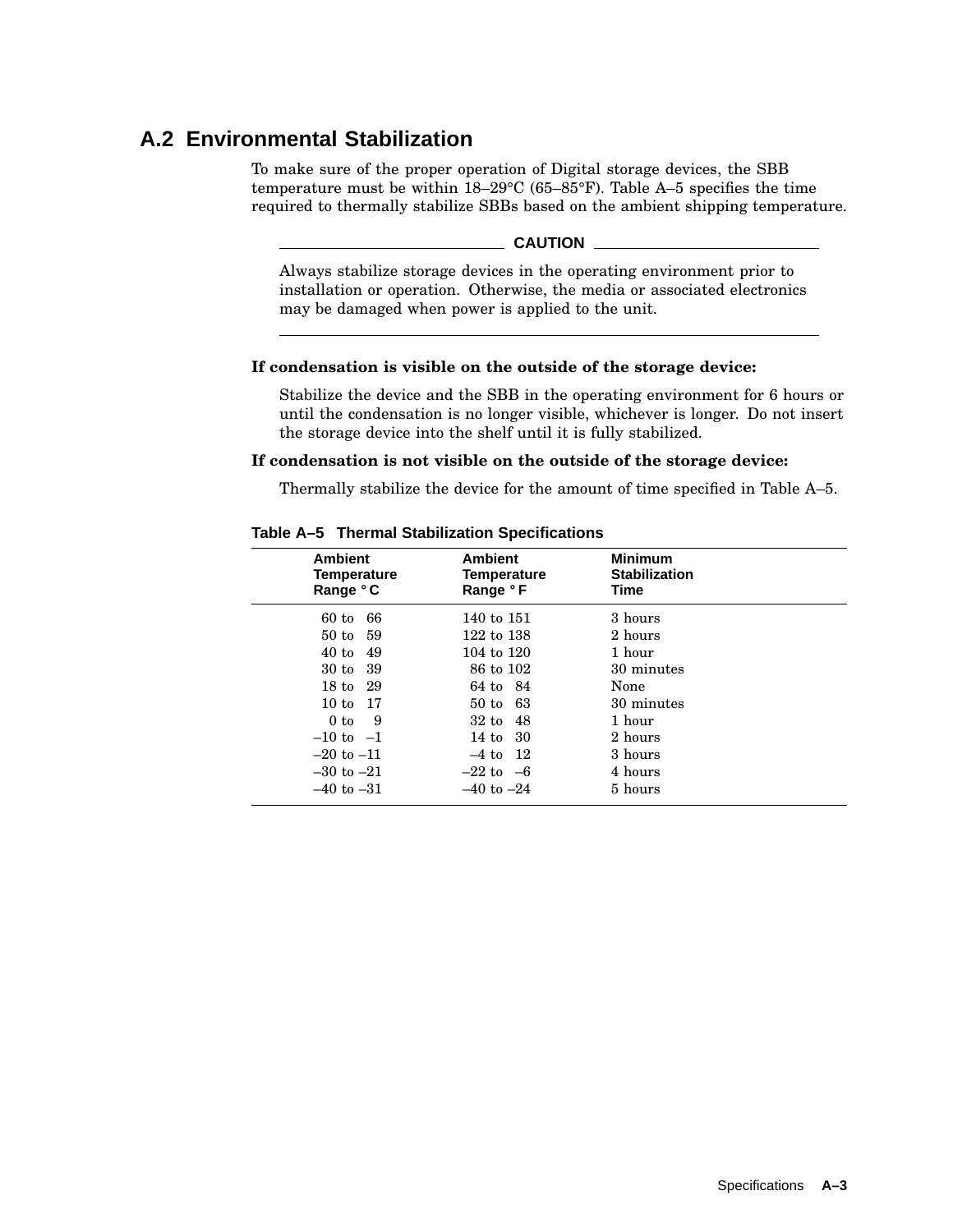## A.2 Environmental Stabilization

To make sure of the proper operation of Digital storage devices, the SBB temperature must be within 18–29°C (65–85°F). Table A–5 specifies the time required to thermally stabilize SBBs based on the ambient shipping temperature.

**CAUTION**

Always stabilize storage devices in the operating environment prior to installation or operation. Otherwise, the media or associated electronics may be damaged when power is applied to the unit.

**If condensation is visible on the outside of the storage device:**

Stabilize the device and the SBB in the operating environment for 6 hours or until the condensation is no longer visible, whichever is longer. Do not insert the storage device into the shelf until it is fully stabilized.

**If condensation is not visible on the outside of the storage device:**

Thermally stabilize the device for the amount of time specified in Table A–5.

**Table A–5 Thermal Stabilization Specifications**

| Ambient Temperature Range °C | Ambient Temperature Range °F | Minimum Stabilization Time |
|---|---|---|
| 60 to 66 | 140 to 151 | 3 hours |
| 50 to 59 | 122 to 138 | 2 hours |
| 40 to 49 | 104 to 120 | 1 hour |
| 30 to 39 | 86 to 102 | 30 minutes |
| 18 to 29 | 64 to 84 | None |
| 10 to 17 | 50 to 63 | 30 minutes |
| 0 to 9 | 32 to 48 | 1 hour |
| –10 to –1 | 14 to 30 | 2 hours |
| –20 to –11 | –4 to 12 | 3 hours |
| –30 to –21 | –22 to –6 | 4 hours |
| –40 to –31 | –40 to –24 | 5 hours |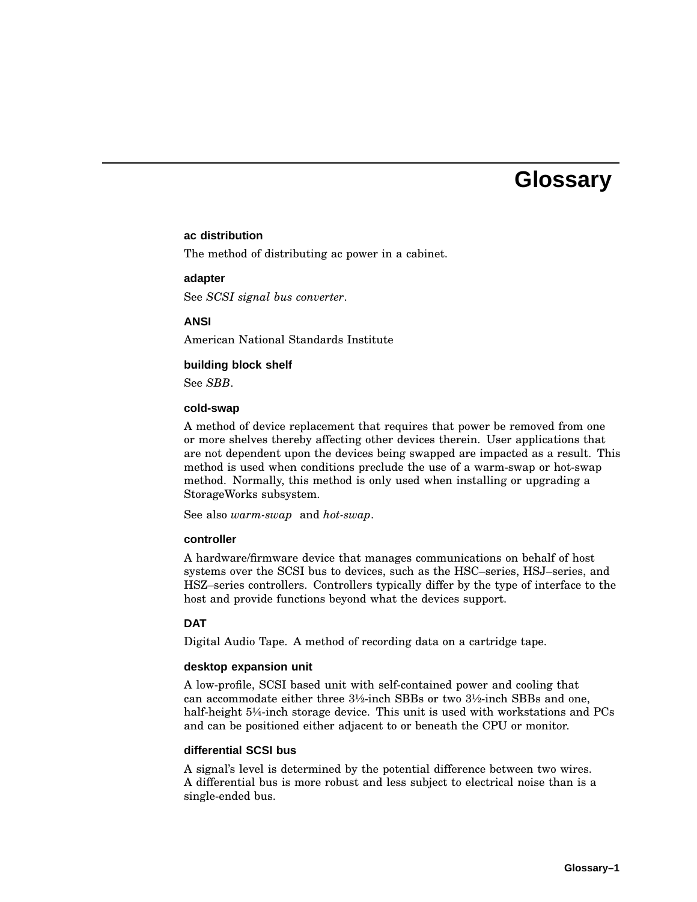# Glossary

### ac distribution

The method of distributing ac power in a cabinet.

### adapter

See *SCSI signal bus converter*.

### ANSI

American National Standards Institute

### building block shelf

See *SBB*.

### cold-swap

A method of device replacement that requires that power be removed from one or more shelves thereby affecting other devices therein. User applications that are not dependent upon the devices being swapped are impacted as a result. This method is used when conditions preclude the use of a warm-swap or hot-swap method. Normally, this method is only used when installing or upgrading a StorageWorks subsystem.

See also *warm-swap* and *hot-swap*.

### controller

A hardware/firmware device that manages communications on behalf of host systems over the SCSI bus to devices, such as the HSC–series, HSJ–series, and HSZ–series controllers. Controllers typically differ by the type of interface to the host and provide functions beyond what the devices support.

### DAT

Digital Audio Tape. A method of recording data on a cartridge tape.

### desktop expansion unit

A low-profile, SCSI based unit with self-contained power and cooling that can accommodate either three 3½-inch SBBs or two 3½-inch SBBs and one, half-height 5¼-inch storage device. This unit is used with workstations and PCs and can be positioned either adjacent to or beneath the CPU or monitor.

### differential SCSI bus

A signal's level is determined by the potential difference between two wires. A differential bus is more robust and less subject to electrical noise than is a single-ended bus.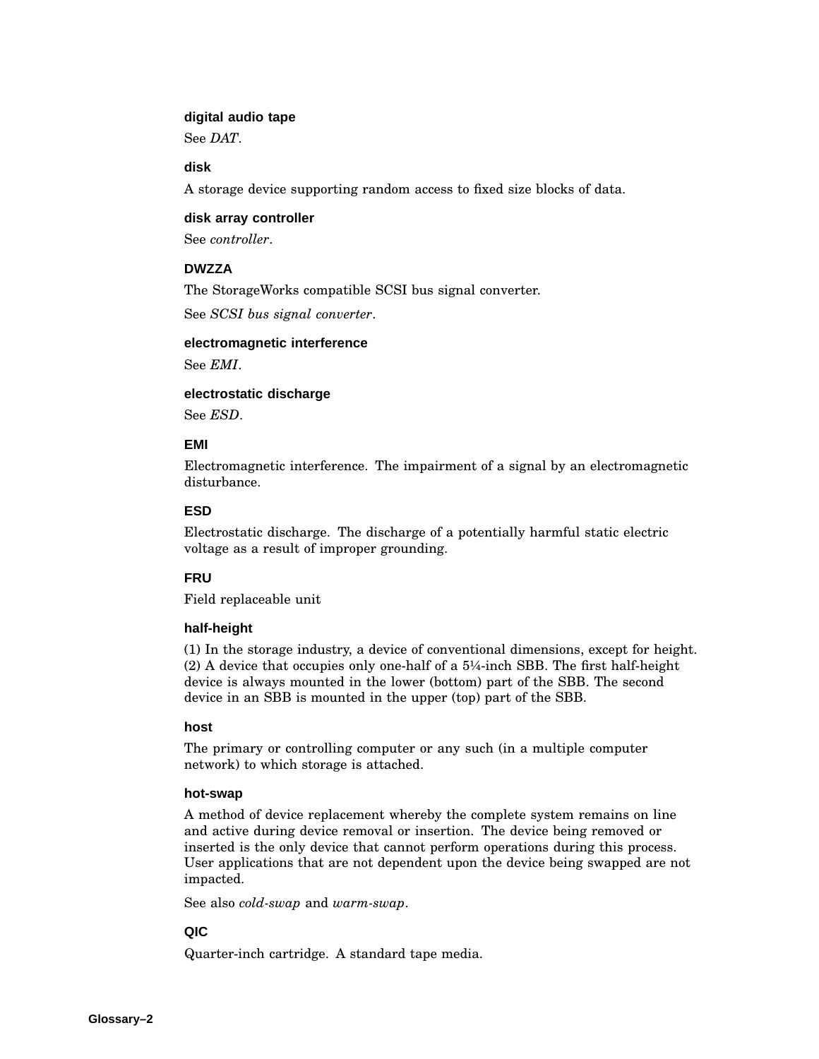### digital audio tape

See *DAT*.

### disk

A storage device supporting random access to fixed size blocks of data.

### disk array controller

See *controller*.

### DWZZA

The StorageWorks compatible SCSI bus signal converter.

See *SCSI bus signal converter*.

### electromagnetic interference

See *EMI*.

### electrostatic discharge

See *ESD*.

### EMI

Electromagnetic interference. The impairment of a signal by an electromagnetic disturbance.

### ESD

Electrostatic discharge. The discharge of a potentially harmful static electric voltage as a result of improper grounding.

### FRU

Field replaceable unit

### half-height

(1) In the storage industry, a device of conventional dimensions, except for height.
(2) A device that occupies only one-half of a 5¼-inch SBB. The first half-height device is always mounted in the lower (bottom) part of the SBB. The second device in an SBB is mounted in the upper (top) part of the SBB.

### host

The primary or controlling computer or any such (in a multiple computer network) to which storage is attached.

### hot-swap

A method of device replacement whereby the complete system remains on line and active during device removal or insertion. The device being removed or inserted is the only device that cannot perform operations during this process. User applications that are not dependent upon the device being swapped are not impacted.

See also *cold-swap* and *warm-swap*.

### QIC

Quarter-inch cartridge. A standard tape media.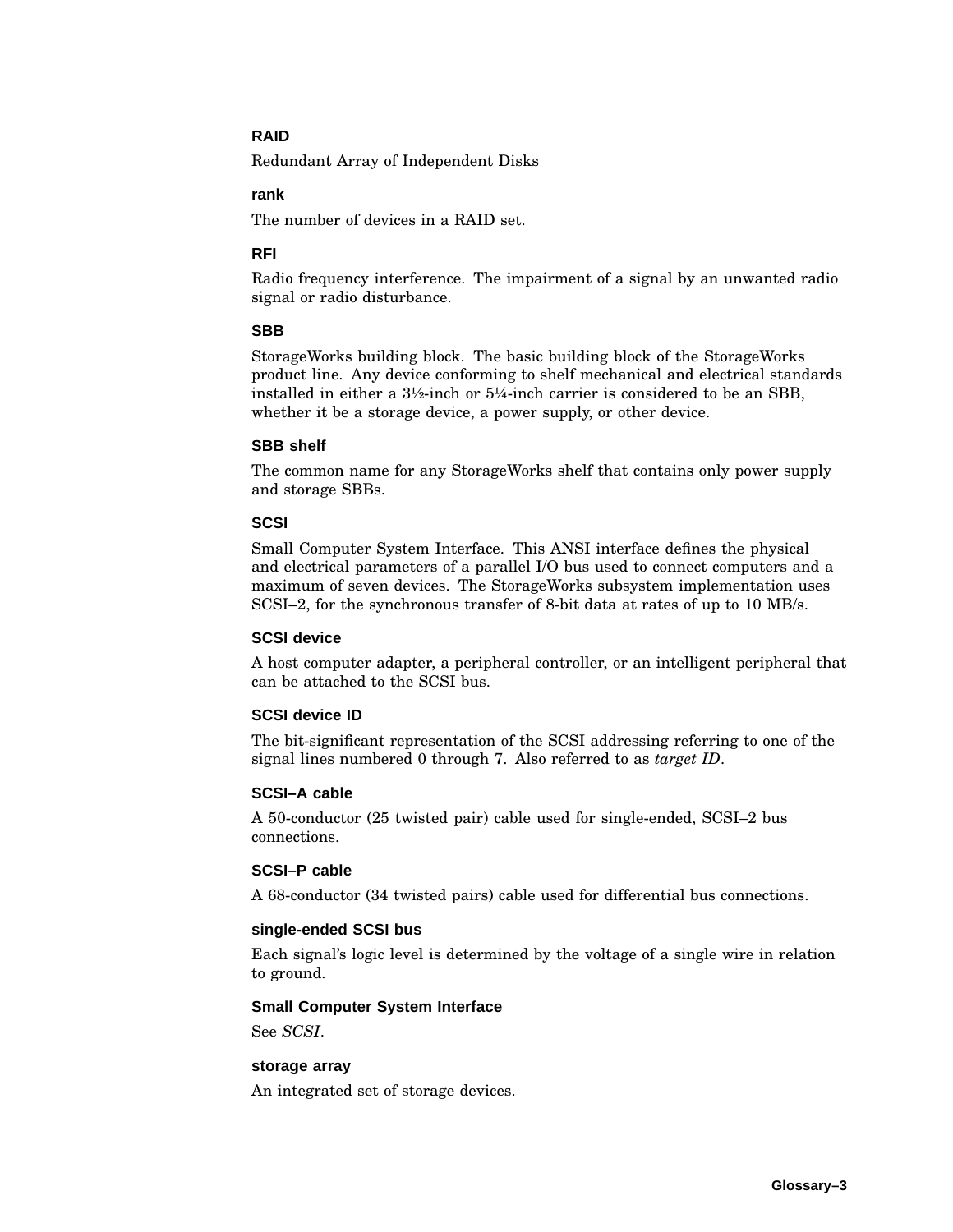### RAID

Redundant Array of Independent Disks

### rank

The number of devices in a RAID set.

### RFI

Radio frequency interference. The impairment of a signal by an unwanted radio signal or radio disturbance.

### SBB

StorageWorks building block. The basic building block of the StorageWorks product line. Any device conforming to shelf mechanical and electrical standards installed in either a 3½-inch or 5¼-inch carrier is considered to be an SBB, whether it be a storage device, a power supply, or other device.

### SBB shelf

The common name for any StorageWorks shelf that contains only power supply and storage SBBs.

### SCSI

Small Computer System Interface. This ANSI interface defines the physical and electrical parameters of a parallel I/O bus used to connect computers and a maximum of seven devices. The StorageWorks subsystem implementation uses SCSI–2, for the synchronous transfer of 8-bit data at rates of up to 10 MB/s.

### SCSI device

A host computer adapter, a peripheral controller, or an intelligent peripheral that can be attached to the SCSI bus.

### SCSI device ID

The bit-significant representation of the SCSI addressing referring to one of the signal lines numbered 0 through 7. Also referred to as *target ID*.

### SCSI–A cable

A 50-conductor (25 twisted pair) cable used for single-ended, SCSI–2 bus connections.

### SCSI–P cable

A 68-conductor (34 twisted pairs) cable used for differential bus connections.

### single-ended SCSI bus

Each signal's logic level is determined by the voltage of a single wire in relation to ground.

### Small Computer System Interface

See *SCSI*.

### storage array

An integrated set of storage devices.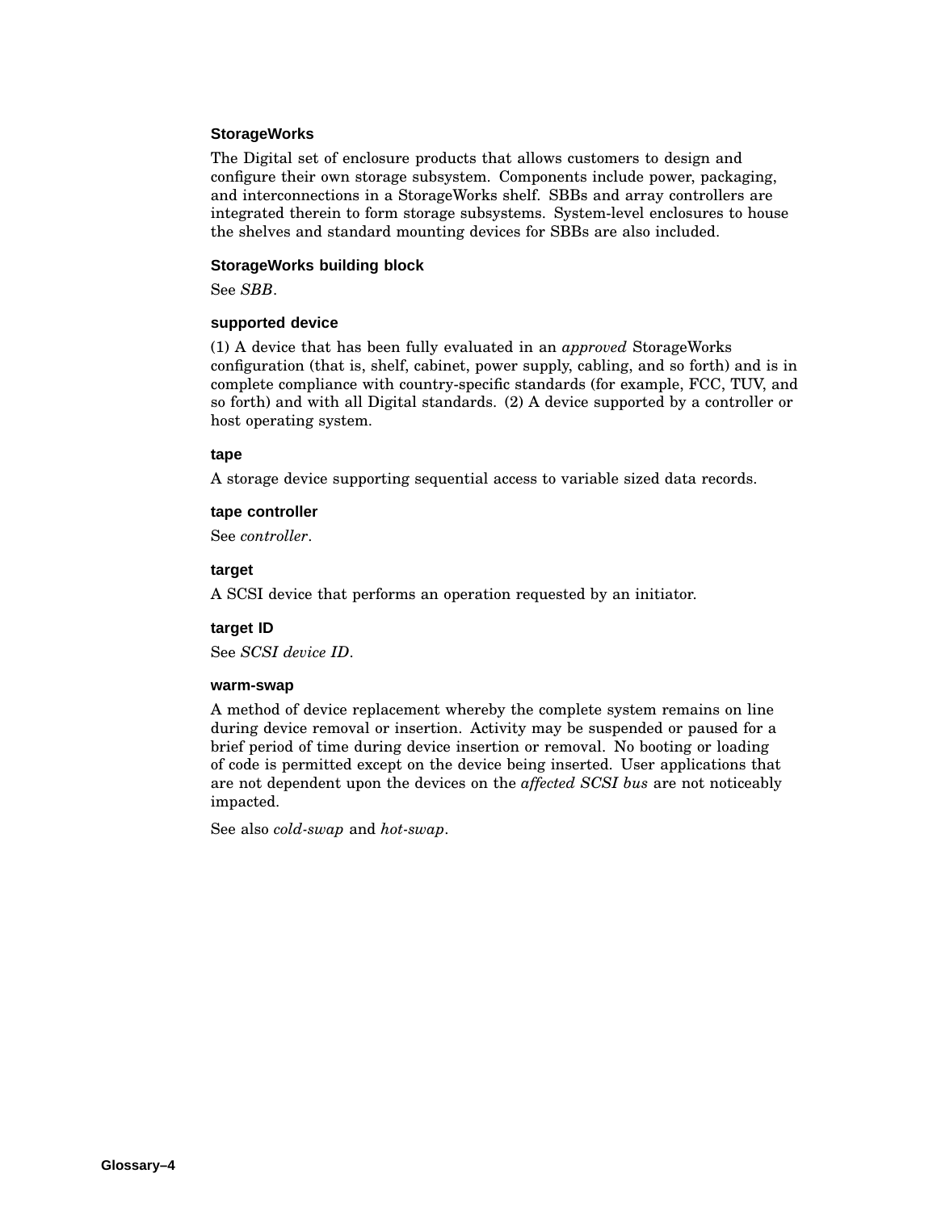### StorageWorks

The Digital set of enclosure products that allows customers to design and configure their own storage subsystem. Components include power, packaging, and interconnections in a StorageWorks shelf. SBBs and array controllers are integrated therein to form storage subsystems. System-level enclosures to house the shelves and standard mounting devices for SBBs are also included.

### StorageWorks building block

See *SBB*.

### supported device

(1) A device that has been fully evaluated in an *approved* StorageWorks configuration (that is, shelf, cabinet, power supply, cabling, and so forth) and is in complete compliance with country-specific standards (for example, FCC, TUV, and so forth) and with all Digital standards. (2) A device supported by a controller or host operating system.

### tape

A storage device supporting sequential access to variable sized data records.

### tape controller

See *controller*.

### target

A SCSI device that performs an operation requested by an initiator.

### target ID

See *SCSI device ID*.

### warm-swap

A method of device replacement whereby the complete system remains on line during device removal or insertion. Activity may be suspended or paused for a brief period of time during device insertion or removal. No booting or loading of code is permitted except on the device being inserted. User applications that are not dependent upon the devices on the *affected SCSI bus* are not noticeably impacted.

See also *cold-swap* and *hot-swap*.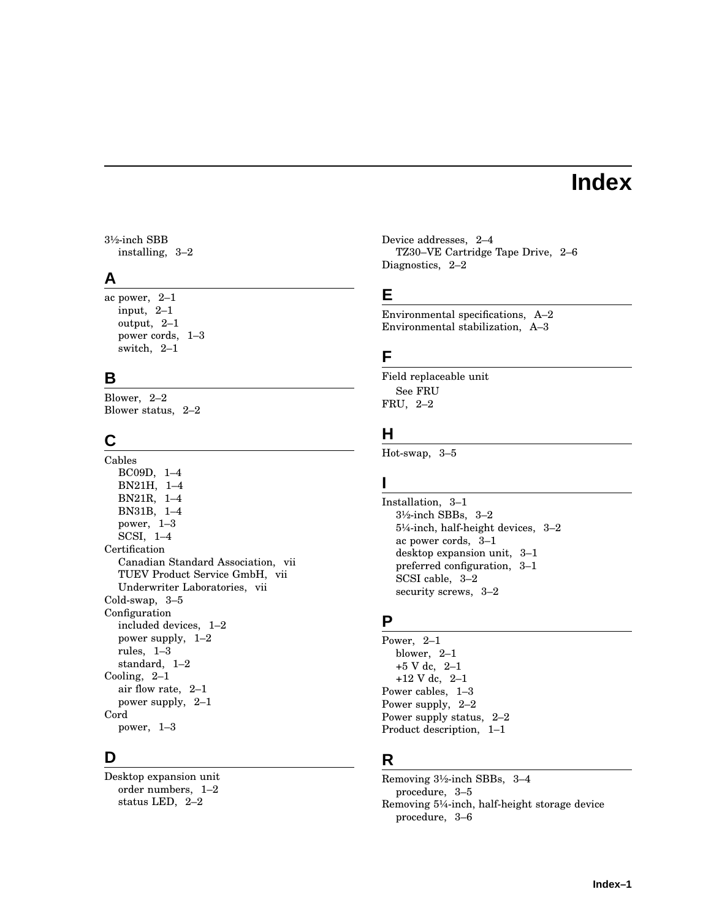# Index

3½-inch SBB
- installing, 3–2

## A

ac power, 2–1
- input, 2–1
- output, 2–1
- power cords, 1–3
- switch, 2–1

## B

Blower, 2–2
Blower status, 2–2

## C

Cables
- BC09D, 1–4
- BN21H, 1–4
- BN21R, 1–4
- BN31B, 1–4
- power, 1–3
- SCSI, 1–4

Certification
- Canadian Standard Association, vii
- TUEV Product Service GmbH, vii
- Underwriter Laboratories, vii

Cold-swap, 3–5
Configuration
- included devices, 1–2
- power supply, 1–2
- rules, 1–3
- standard, 1–2

Cooling, 2–1
- air flow rate, 2–1
- power supply, 2–1

Cord
- power, 1–3

## D

Desktop expansion unit
- order numbers, 1–2
- status LED, 2–2

Device addresses, 2–4
- TZ30–VE Cartridge Tape Drive, 2–6

Diagnostics, 2–2

## E

Environmental specifications, A–2
Environmental stabilization, A–3

## F

Field replaceable unit
- See FRU

FRU, 2–2

## H

Hot-swap, 3–5

## I

Installation, 3–1
- 3½-inch SBBs, 3–2
- 5¼-inch, half-height devices, 3–2
- ac power cords, 3–1
- desktop expansion unit, 3–1
- preferred configuration, 3–1
- SCSI cable, 3–2
- security screws, 3–2

## P

Power, 2–1
- blower, 2–1
- +5 V dc, 2–1
- +12 V dc, 2–1

Power cables, 1–3
Power supply, 2–2
Power supply status, 2–2
Product description, 1–1

## R

Removing 3½-inch SBBs, 3–4
- procedure, 3–5

Removing 5¼-inch, half-height storage device
- procedure, 3–6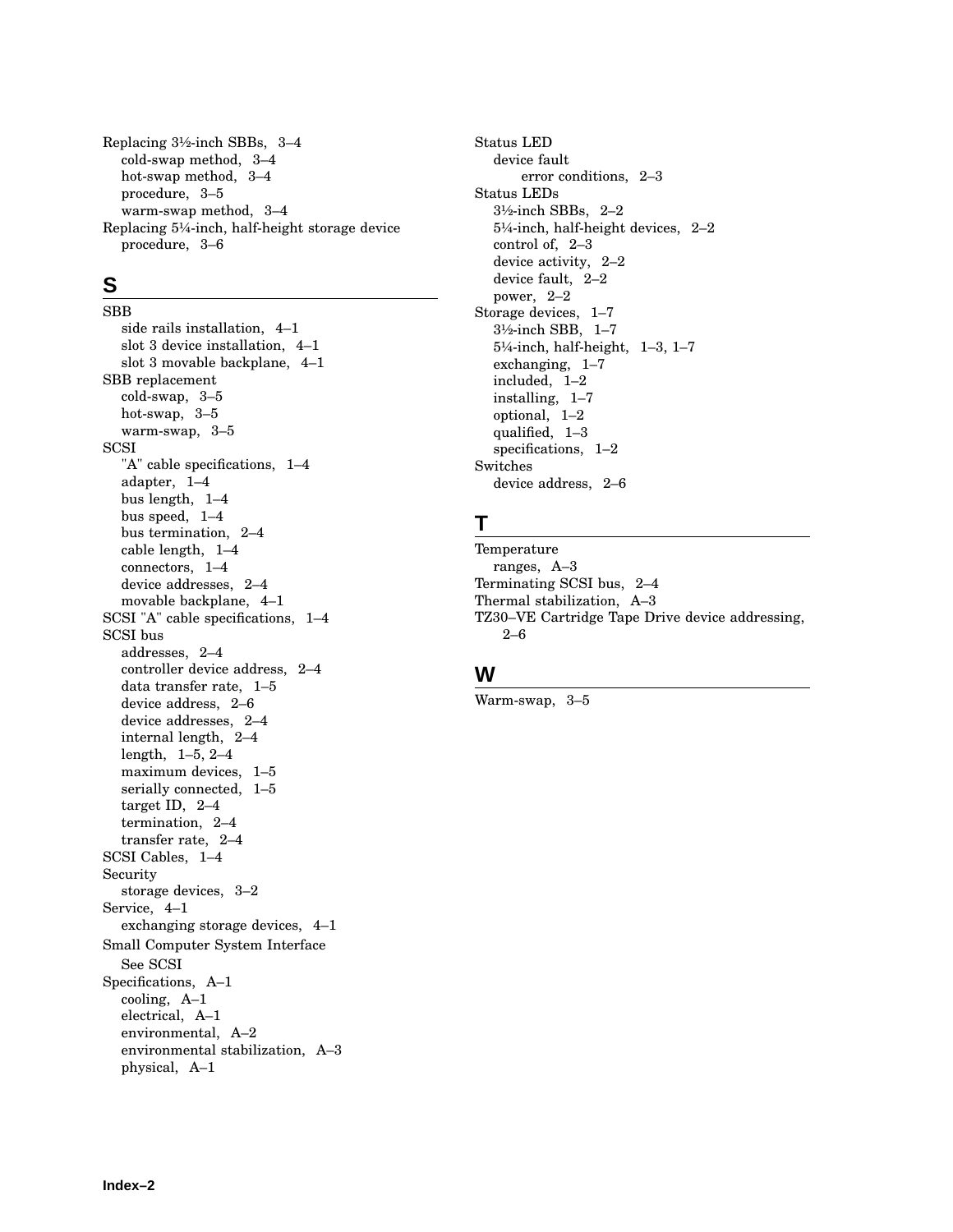Replacing 3½-inch SBBs, 3–4
  cold-swap method, 3–4
  hot-swap method, 3–4
  procedure, 3–5
  warm-swap method, 3–4
Replacing 5¼-inch, half-height storage device
  procedure, 3–6

## S

SBB
  side rails installation, 4–1
  slot 3 device installation, 4–1
  slot 3 movable backplane, 4–1
SBB replacement
  cold-swap, 3–5
  hot-swap, 3–5
  warm-swap, 3–5
SCSI
  "A" cable specifications, 1–4
  adapter, 1–4
  bus length, 1–4
  bus speed, 1–4
  bus termination, 2–4
  cable length, 1–4
  connectors, 1–4
  device addresses, 2–4
  movable backplane, 4–1
SCSI "A" cable specifications, 1–4
SCSI bus
  addresses, 2–4
  controller device address, 2–4
  data transfer rate, 1–5
  device address, 2–6
  device addresses, 2–4
  internal length, 2–4
  length, 1–5, 2–4
  maximum devices, 1–5
  serially connected, 1–5
  target ID, 2–4
  termination, 2–4
  transfer rate, 2–4
SCSI Cables, 1–4
Security
  storage devices, 3–2
Service, 4–1
  exchanging storage devices, 4–1
Small Computer System Interface
  See SCSI
Specifications, A–1
  cooling, A–1
  electrical, A–1
  environmental, A–2
  environmental stabilization, A–3
  physical, A–1
Status LED
  device fault
    error conditions, 2–3
Status LEDs
  3½-inch SBBs, 2–2
  5¼-inch, half-height devices, 2–2
  control of, 2–3
  device activity, 2–2
  device fault, 2–2
  power, 2–2
Storage devices, 1–7
  3½-inch SBB, 1–7
  5¼-inch, half-height, 1–3, 1–7
  exchanging, 1–7
  included, 1–2
  installing, 1–7
  optional, 1–2
  qualified, 1–3
  specifications, 1–2
Switches
  device address, 2–6

## T

Temperature
  ranges, A–3
Terminating SCSI bus, 2–4
Thermal stabilization, A–3
TZ30–VE Cartridge Tape Drive device addressing, 2–6

## W

Warm-swap, 3–5